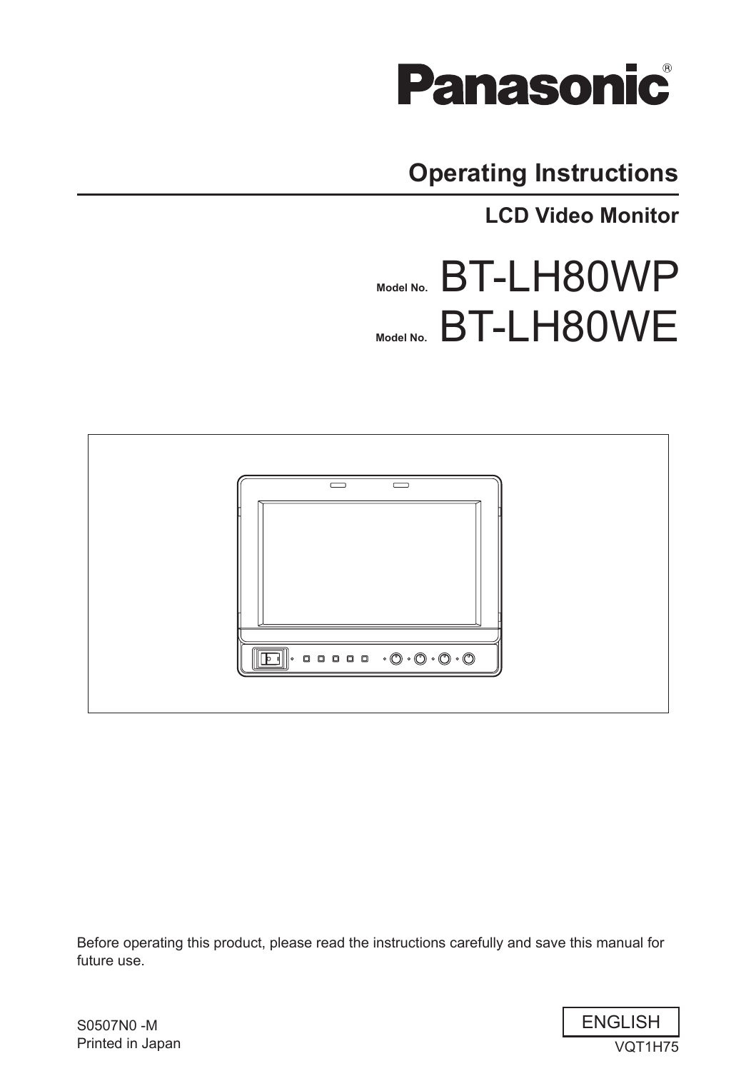Panasonic®

# Operating Instructions

## LCD Video Monitor

Model No. **BT-LH80WP**

Model No. **BT-LH80WE**

Before operating this product, please read the instructions carefully and save this manual for future use.

S0507N0 -M
Printed in Japan

ENGLISH

VQT1H75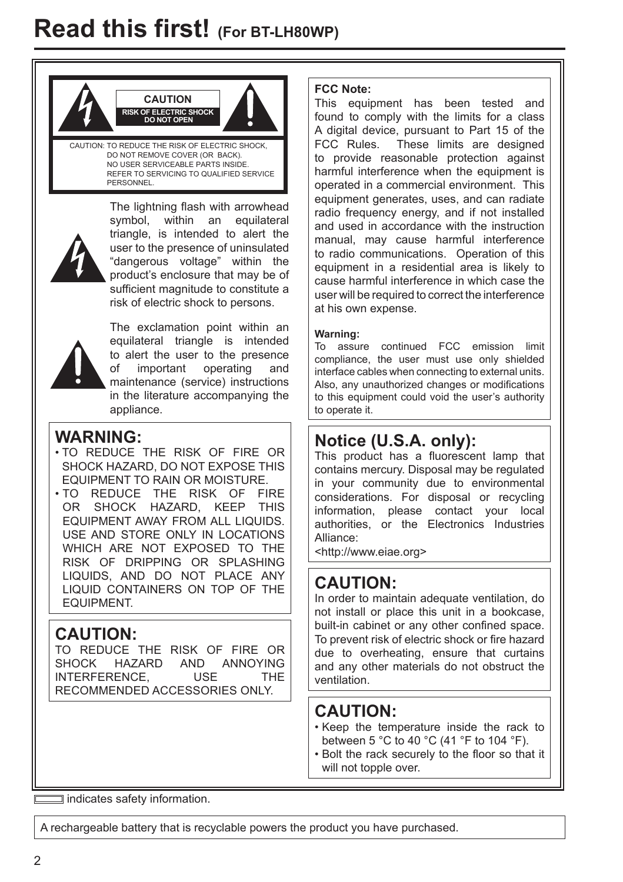# Read this first! (For BT-LH80WP)

CAUTION

RISK OF ELECTRIC SHOCK DO NOT OPEN

CAUTION: TO REDUCE THE RISK OF ELECTRIC SHOCK, DO NOT REMOVE COVER (OR BACK). NO USER SERVICEABLE PARTS INSIDE. REFER TO SERVICING TO QUALIFIED SERVICE PERSONNEL.

The lightning flash with arrowhead symbol, within an equilateral triangle, is intended to alert the user to the presence of uninsulated "dangerous voltage" within the product's enclosure that may be of sufficient magnitude to constitute a risk of electric shock to persons.

The exclamation point within an equilateral triangle is intended to alert the user to the presence of important operating and maintenance (service) instructions in the literature accompanying the appliance.

## WARNING:

- TO REDUCE THE RISK OF FIRE OR SHOCK HAZARD, DO NOT EXPOSE THIS EQUIPMENT TO RAIN OR MOISTURE.
- TO REDUCE THE RISK OF FIRE OR SHOCK HAZARD, KEEP THIS EQUIPMENT AWAY FROM ALL LIQUIDS. USE AND STORE ONLY IN LOCATIONS WHICH ARE NOT EXPOSED TO THE RISK OF DRIPPING OR SPLASHING LIQUIDS, AND DO NOT PLACE ANY LIQUID CONTAINERS ON TOP OF THE EQUIPMENT.

## CAUTION:

TO REDUCE THE RISK OF FIRE OR SHOCK HAZARD AND ANNOYING INTERFERENCE, USE THE RECOMMENDED ACCESSORIES ONLY.

**FCC Note:**

This equipment has been tested and found to comply with the limits for a class A digital device, pursuant to Part 15 of the FCC Rules. These limits are designed to provide reasonable protection against harmful interference when the equipment is operated in a commercial environment. This equipment generates, uses, and can radiate radio frequency energy, and if not installed and used in accordance with the instruction manual, may cause harmful interference to radio communications. Operation of this equipment in a residential area is likely to cause harmful interference in which case the user will be required to correct the interference at his own expense.

**Warning:**

To assure continued FCC emission limit compliance, the user must use only shielded interface cables when connecting to external units. Also, any unauthorized changes or modifications to this equipment could void the user's authority to operate it.

## Notice (U.S.A. only):

This product has a fluorescent lamp that contains mercury. Disposal may be regulated in your community due to environmental considerations. For disposal or recycling information, please contact your local authorities, or the Electronics Industries Alliance:
<http://www.eiae.org>

## CAUTION:

In order to maintain adequate ventilation, do not install or place this unit in a bookcase, built-in cabinet or any other confined space. To prevent risk of electric shock or fire hazard due to overheating, ensure that curtains and any other materials do not obstruct the ventilation.

## CAUTION:

- Keep the temperature inside the rack to between 5 °C to 40 °C (41 °F to 104 °F).
- Bolt the rack securely to the floor so that it will not topple over.

▭ indicates safety information.

A rechargeable battery that is recyclable powers the product you have purchased.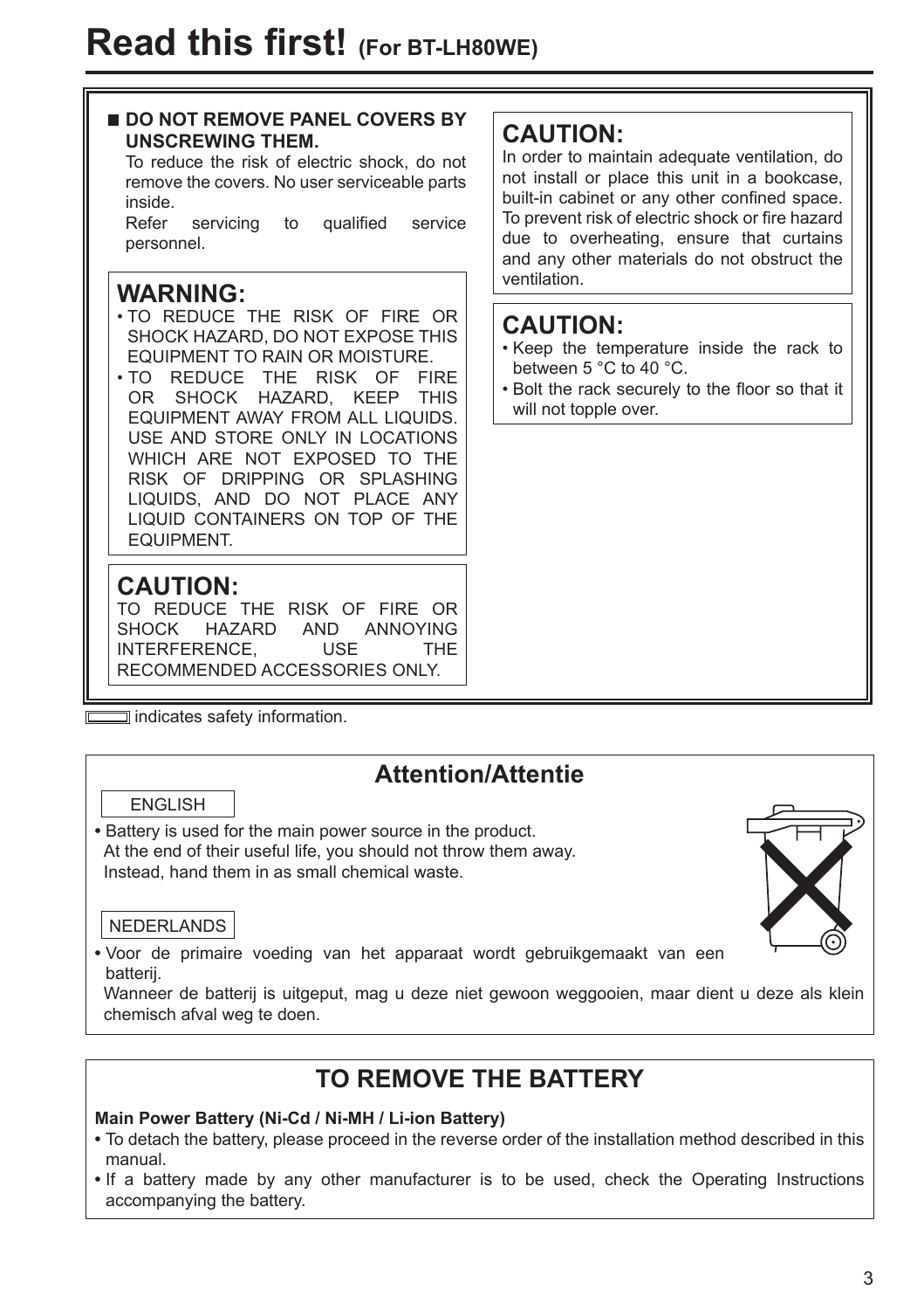# Read this first! (For BT-LH80WE)

■ **DO NOT REMOVE PANEL COVERS BY UNSCREWING THEM.**

To reduce the risk of electric shock, do not remove the covers. No user serviceable parts inside.

Refer servicing to qualified service personnel.

## WARNING:

- TO REDUCE THE RISK OF FIRE OR SHOCK HAZARD, DO NOT EXPOSE THIS EQUIPMENT TO RAIN OR MOISTURE.
- TO REDUCE THE RISK OF FIRE OR SHOCK HAZARD, KEEP THIS EQUIPMENT AWAY FROM ALL LIQUIDS. USE AND STORE ONLY IN LOCATIONS WHICH ARE NOT EXPOSED TO THE RISK OF DRIPPING OR SPLASHING LIQUIDS, AND DO NOT PLACE ANY LIQUID CONTAINERS ON TOP OF THE EQUIPMENT.

## CAUTION:

TO REDUCE THE RISK OF FIRE OR SHOCK HAZARD AND ANNOYING INTERFERENCE, USE THE RECOMMENDED ACCESSORIES ONLY.

## CAUTION:

In order to maintain adequate ventilation, do not install or place this unit in a bookcase, built-in cabinet or any other confined space. To prevent risk of electric shock or fire hazard due to overheating, ensure that curtains and any other materials do not obstruct the ventilation.

## CAUTION:

- Keep the temperature inside the rack to between 5 °C to 40 °C.
- Bolt the rack securely to the floor so that it will not topple over.

▭ indicates safety information.

## Attention/Attentie

ENGLISH

- Battery is used for the main power source in the product.
  At the end of their useful life, you should not throw them away.
  Instead, hand them in as small chemical waste.

NEDERLANDS

- Voor de primaire voeding van het apparaat wordt gebruikgemaakt van een batterij.
  Wanneer de batterij is uitgeput, mag u deze niet gewoon weggooien, maar dient u deze als klein chemisch afval weg te doen.

## TO REMOVE THE BATTERY

**Main Power Battery (Ni-Cd / Ni-MH / Li-ion Battery)**

- To detach the battery, please proceed in the reverse order of the installation method described in this manual.
- If a battery made by any other manufacturer is to be used, check the Operating Instructions accompanying the battery.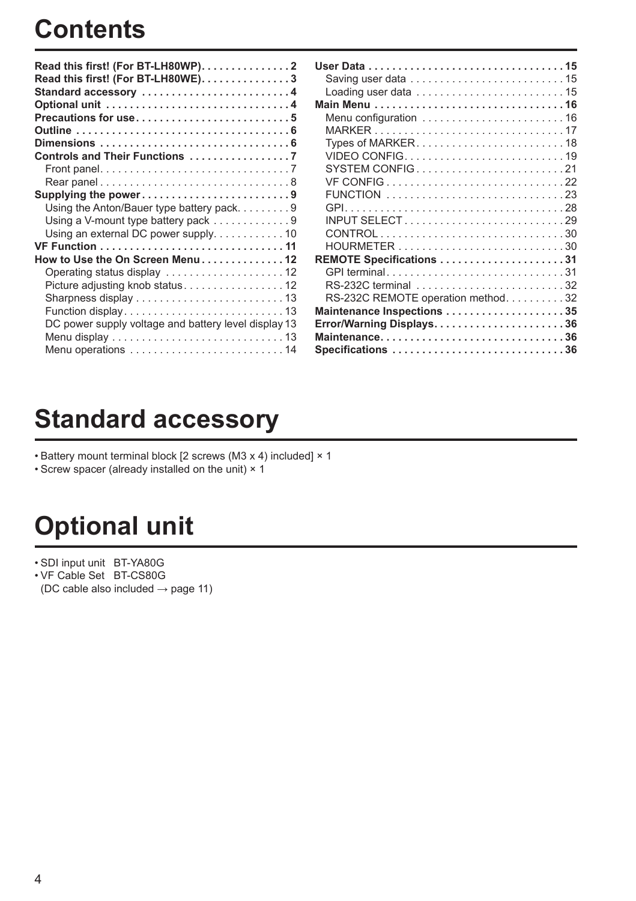# Contents

**Read this first! (For BT-LH80WP)** . . . . . . . . . . . . . . . 2
**Read this first! (For BT-LH80WE)** . . . . . . . . . . . . . . . 3
**Standard accessory** . . . . . . . . . . . . . . . . . . . . . . . . 4
**Optional unit** . . . . . . . . . . . . . . . . . . . . . . . . . . . . 4
**Precautions for use** . . . . . . . . . . . . . . . . . . . . . . . . 5
**Outline** . . . . . . . . . . . . . . . . . . . . . . . . . . . . . . . . . 6
**Dimensions** . . . . . . . . . . . . . . . . . . . . . . . . . . . . . . 6
**Controls and Their Functions** . . . . . . . . . . . . . . . . . 7
- Front panel . . . . . . . . . . . . . . . . . . . . . . . . . . . . . . . 7
- Rear panel . . . . . . . . . . . . . . . . . . . . . . . . . . . . . . . 8

**Supplying the power** . . . . . . . . . . . . . . . . . . . . . . . . 9
- Using the Anton/Bauer type battery pack . . . . . . . . . 9
- Using a V-mount type battery pack . . . . . . . . . . . . . 9
- Using an external DC power supply . . . . . . . . . . . . 10

**VF Function** . . . . . . . . . . . . . . . . . . . . . . . . . . . . . . 11
**How to Use the On Screen Menu** . . . . . . . . . . . . . . 12
- Operating status display . . . . . . . . . . . . . . . . . . . . 12
- Picture adjusting knob status . . . . . . . . . . . . . . . . . 12
- Sharpness display . . . . . . . . . . . . . . . . . . . . . . . . . 13
- Function display . . . . . . . . . . . . . . . . . . . . . . . . . . 13
- DC power supply voltage and battery level display 13
- Menu display . . . . . . . . . . . . . . . . . . . . . . . . . . . . 13
- Menu operations . . . . . . . . . . . . . . . . . . . . . . . . . . 14

**User Data** . . . . . . . . . . . . . . . . . . . . . . . . . . . . . . . . 15
- Saving user data . . . . . . . . . . . . . . . . . . . . . . . . . 15
- Loading user data . . . . . . . . . . . . . . . . . . . . . . . . 15

**Main Menu** . . . . . . . . . . . . . . . . . . . . . . . . . . . . . . . 16
- Menu configuration . . . . . . . . . . . . . . . . . . . . . . . 16
- MARKER . . . . . . . . . . . . . . . . . . . . . . . . . . . . . . . 17
- Types of MARKER . . . . . . . . . . . . . . . . . . . . . . . . 18
- VIDEO CONFIG . . . . . . . . . . . . . . . . . . . . . . . . . . 19
- SYSTEM CONFIG . . . . . . . . . . . . . . . . . . . . . . . . 21
- VF CONFIG . . . . . . . . . . . . . . . . . . . . . . . . . . . . . 22
- FUNCTION . . . . . . . . . . . . . . . . . . . . . . . . . . . . . 23
- GPI . . . . . . . . . . . . . . . . . . . . . . . . . . . . . . . . . . . 28
- INPUT SELECT . . . . . . . . . . . . . . . . . . . . . . . . . . 29
- CONTROL . . . . . . . . . . . . . . . . . . . . . . . . . . . . . . 30
- HOURMETER . . . . . . . . . . . . . . . . . . . . . . . . . . . 30

**REMOTE Specifications** . . . . . . . . . . . . . . . . . . . . . 31
- GPI terminal . . . . . . . . . . . . . . . . . . . . . . . . . . . . . 31
- RS-232C terminal . . . . . . . . . . . . . . . . . . . . . . . . . 32
- RS-232C REMOTE operation method . . . . . . . . . . 32

**Maintenance Inspections** . . . . . . . . . . . . . . . . . . . . 35
**Error/Warning Displays** . . . . . . . . . . . . . . . . . . . . . . 36
**Maintenance** . . . . . . . . . . . . . . . . . . . . . . . . . . . . . . 36
**Specifications** . . . . . . . . . . . . . . . . . . . . . . . . . . . . . 36

# Standard accessory

- Battery mount terminal block [2 screws (M3 x 4) included] × 1
- Screw spacer (already installed on the unit) × 1

# Optional unit

- SDI input unit BT-YA80G
- VF Cable Set BT-CS80G
  (DC cable also included → page 11)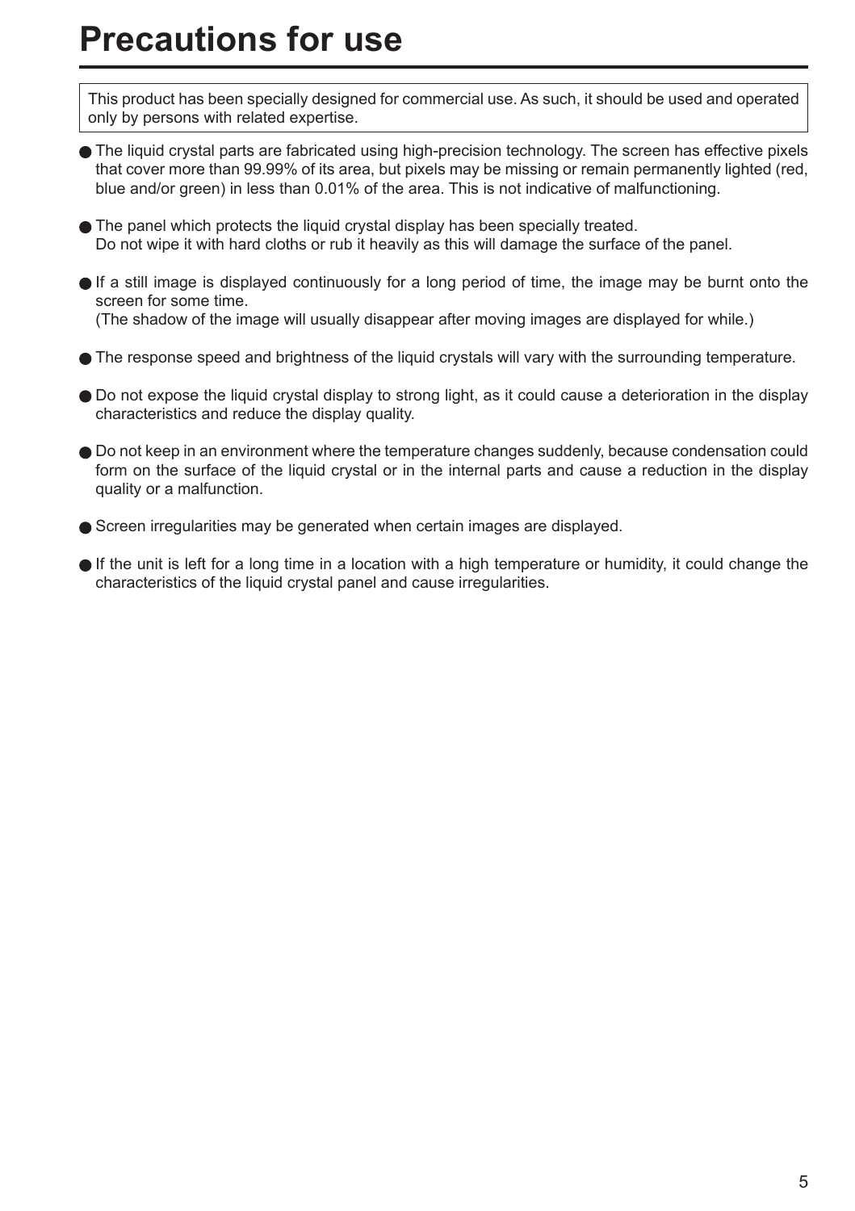# Precautions for use

This product has been specially designed for commercial use. As such, it should be used and operated only by persons with related expertise.

- The liquid crystal parts are fabricated using high-precision technology. The screen has effective pixels that cover more than 99.99% of its area, but pixels may be missing or remain permanently lighted (red, blue and/or green) in less than 0.01% of the area. This is not indicative of malfunctioning.
- The panel which protects the liquid crystal display has been specially treated.
  Do not wipe it with hard cloths or rub it heavily as this will damage the surface of the panel.
- If a still image is displayed continuously for a long period of time, the image may be burnt onto the screen for some time.
  (The shadow of the image will usually disappear after moving images are displayed for while.)
- The response speed and brightness of the liquid crystals will vary with the surrounding temperature.
- Do not expose the liquid crystal display to strong light, as it could cause a deterioration in the display characteristics and reduce the display quality.
- Do not keep in an environment where the temperature changes suddenly, because condensation could form on the surface of the liquid crystal or in the internal parts and cause a reduction in the display quality or a malfunction.
- Screen irregularities may be generated when certain images are displayed.
- If the unit is left for a long time in a location with a high temperature or humidity, it could change the characteristics of the liquid crystal panel and cause irregularities.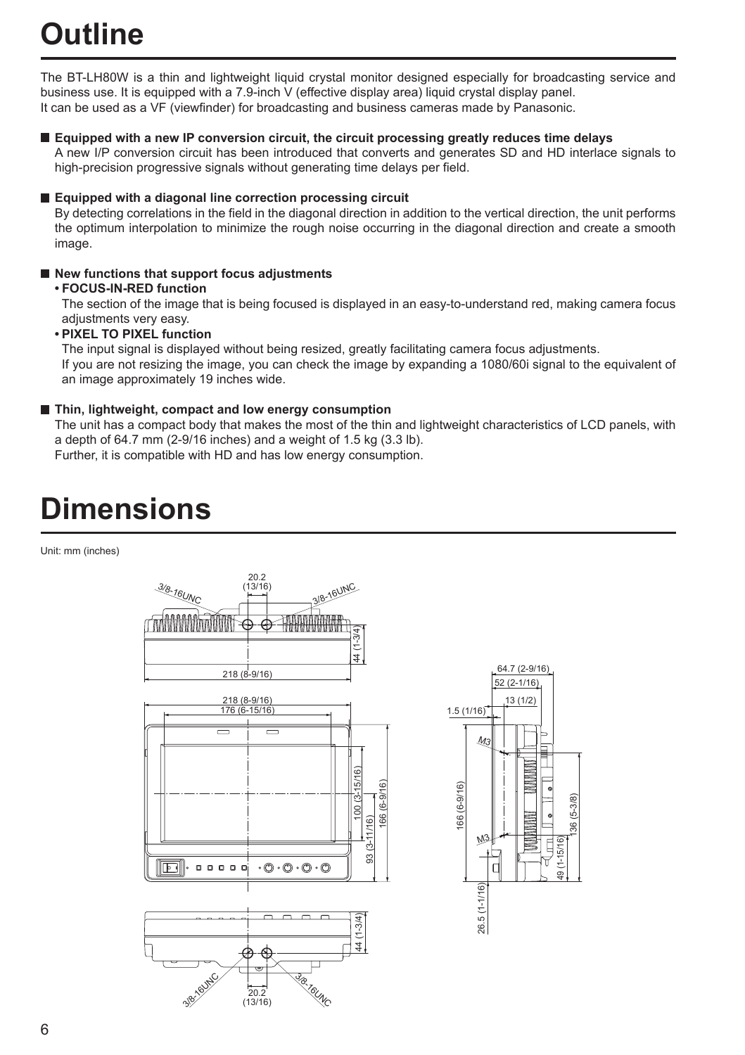# Outline

The BT-LH80W is a thin and lightweight liquid crystal monitor designed especially for broadcasting service and business use. It is equipped with a 7.9-inch V (effective display area) liquid crystal display panel.
It can be used as a VF (viewfinder) for broadcasting and business cameras made by Panasonic.

### Equipped with a new IP conversion circuit, the circuit processing greatly reduces time delays

A new I/P conversion circuit has been introduced that converts and generates SD and HD interlace signals to high-precision progressive signals without generating time delays per field.

### Equipped with a diagonal line correction processing circuit

By detecting correlations in the field in the diagonal direction in addition to the vertical direction, the unit performs the optimum interpolation to minimize the rough noise occurring in the diagonal direction and create a smooth image.

### New functions that support focus adjustments

- **FOCUS-IN-RED function**
  The section of the image that is being focused is displayed in an easy-to-understand red, making camera focus adjustments very easy.
- **PIXEL TO PIXEL function**
  The input signal is displayed without being resized, greatly facilitating camera focus adjustments.
  If you are not resizing the image, you can check the image by expanding a 1080/60i signal to the equivalent of an image approximately 19 inches wide.

### Thin, lightweight, compact and low energy consumption

The unit has a compact body that makes the most of the thin and lightweight characteristics of LCD panels, with a depth of 64.7 mm (2-9/16 inches) and a weight of 1.5 kg (3.3 lb).
Further, it is compatible with HD and has low energy consumption.

# Dimensions

Unit: mm (inches)

3/8-16UNC, 20.2 (13/16), 3/8-16UNC, 44 (1-3/4), 218 (8-9/16)

218 (8-9/16), 176 (6-15/16), 100 (3-15/16), 166 (6-9/16), 93 (3-11/16)

44 (1-3/4), 3/8-16UNC, 20.2 (13/16), 3/8-16UNC

64.7 (2-9/16), 52 (2-1/16), 13 (1/2), 1.5 (1/16), M3, M3, 166 (6-9/16), 136 (5-3/8), 49 (1-15/16), 26.5 (1-1/16)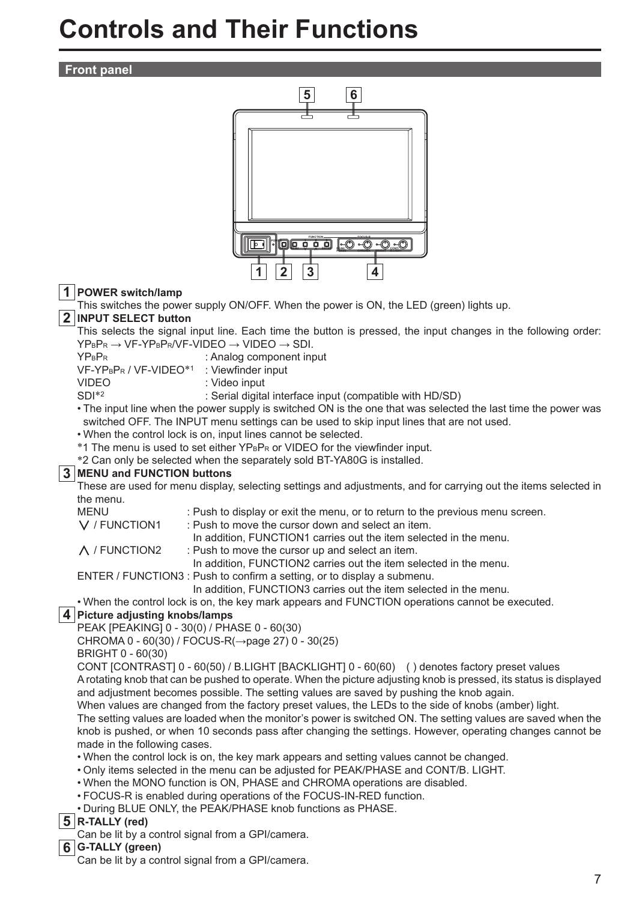# Controls and Their Functions

## Front panel

**1 POWER switch/lamp**

This switches the power supply ON/OFF. When the power is ON, the LED (green) lights up.

**2 INPUT SELECT button**

This selects the signal input line. Each time the button is pressed, the input changes in the following order: $YP_BP_R$ → VF-$YP_BP_R$/VF-VIDEO → VIDEO → SDI.

$YP_BP_R$ : Analog component input
VF-$YP_BP_R$ / VF-VIDEO*1 : Viewfinder input
VIDEO : Video input
SDI*2 : Serial digital interface input (compatible with HD/SD)

- The input line when the power supply is switched ON is the one that was selected the last time the power was switched OFF. The INPUT menu settings can be used to skip input lines that are not used.
- When the control lock is on, input lines cannot be selected.

*1 The menu is used to set either $YP_BP_R$ or VIDEO for the viewfinder input.
*2 Can only be selected when the separately sold BT-YA80G is installed.

**3 MENU and FUNCTION buttons**

These are used for menu display, selecting settings and adjustments, and for carrying out the items selected in the menu.

MENU : Push to display or exit the menu, or to return to the previous menu screen.
∨ / FUNCTION1 : Push to move the cursor down and select an item.
In addition, FUNCTION1 carries out the item selected in the menu.
∧ / FUNCTION2 : Push to move the cursor up and select an item.
In addition, FUNCTION2 carries out the item selected in the menu.
ENTER / FUNCTION3 : Push to confirm a setting, or to display a submenu.
In addition, FUNCTION3 carries out the item selected in the menu.

- When the control lock is on, the key mark appears and FUNCTION operations cannot be executed.

**4 Picture adjusting knobs/lamps**

PEAK [PEAKING] 0 - 30(0) / PHASE 0 - 60(30)
CHROMA 0 - 60(30) / FOCUS-R(→page 27) 0 - 30(25)
BRIGHT 0 - 60(30)
CONT [CONTRAST] 0 - 60(50) / B.LIGHT [BACKLIGHT] 0 - 60(60) ( ) denotes factory preset values

A rotating knob that can be pushed to operate. When the picture adjusting knob is pressed, its status is displayed and adjustment becomes possible. The setting values are saved by pushing the knob again.
When values are changed from the factory preset values, the LEDs to the side of knobs (amber) light.
The setting values are loaded when the monitor's power is switched ON. The setting values are saved when the knob is pushed, or when 10 seconds pass after changing the settings. However, operating changes cannot be made in the following cases.

- When the control lock is on, the key mark appears and setting values cannot be changed.
- Only items selected in the menu can be adjusted for PEAK/PHASE and CONT/B. LIGHT.
- When the MONO function is ON, PHASE and CHROMA operations are disabled.
- FOCUS-R is enabled during operations of the FOCUS-IN-RED function.
- During BLUE ONLY, the PEAK/PHASE knob functions as PHASE.

**5 R-TALLY (red)**

Can be lit by a control signal from a GPI/camera.

**6 G-TALLY (green)**

Can be lit by a control signal from a GPI/camera.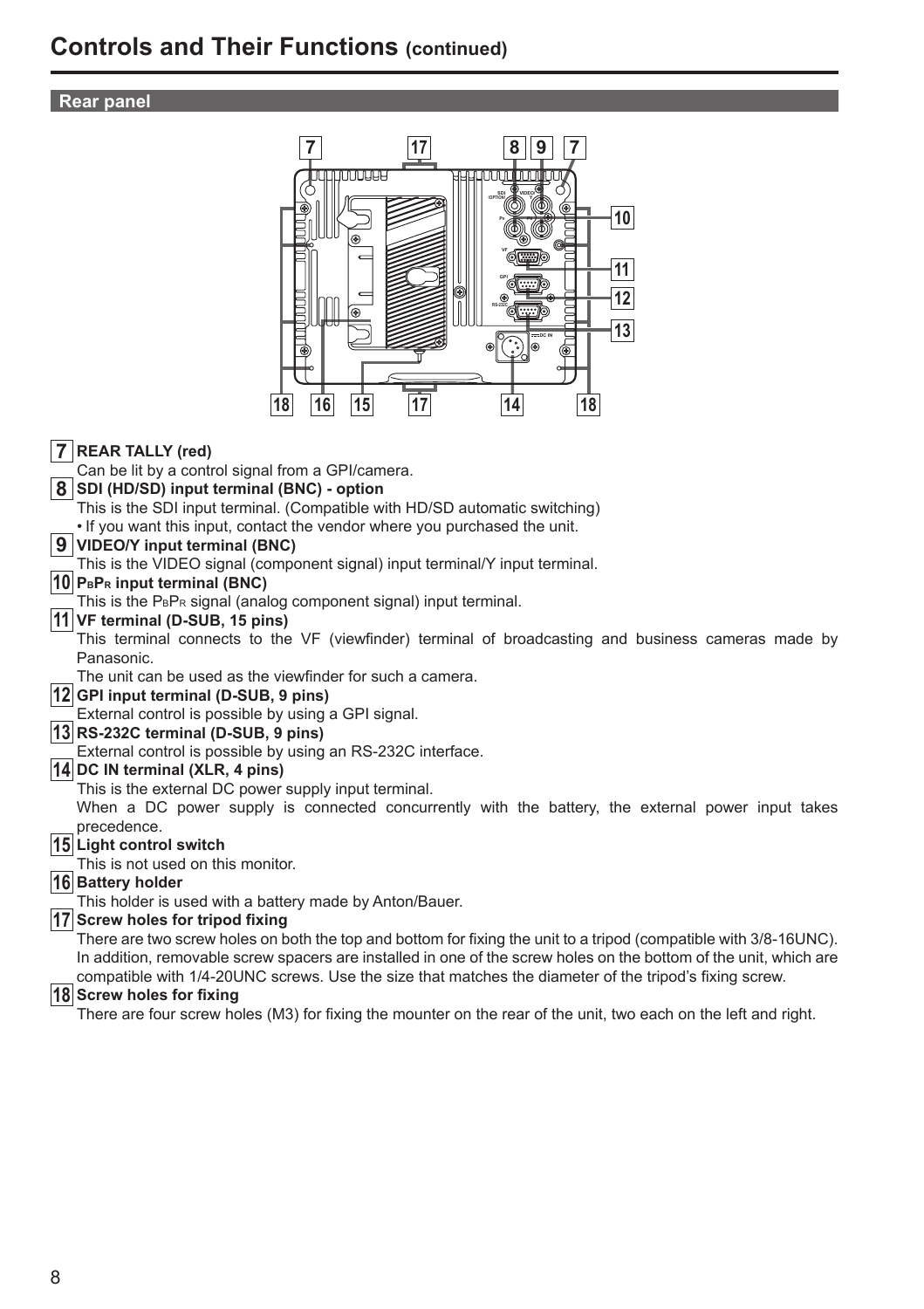# Controls and Their Functions (continued)

## Rear panel

**7** **REAR TALLY (red)**
Can be lit by a control signal from a GPI/camera.

**8** **SDI (HD/SD) input terminal (BNC) - option**
This is the SDI input terminal. (Compatible with HD/SD automatic switching)
• If you want this input, contact the vendor where you purchased the unit.

**9** **VIDEO/Y input terminal (BNC)**
This is the VIDEO signal (component signal) input terminal/Y input terminal.

**10** **$P_BP_R$ input terminal (BNC)**
This is the $P_BP_R$ signal (analog component signal) input terminal.

**11** **VF terminal (D-SUB, 15 pins)**
This terminal connects to the VF (viewfinder) terminal of broadcasting and business cameras made by Panasonic.
The unit can be used as the viewfinder for such a camera.

**12** **GPI input terminal (D-SUB, 9 pins)**
External control is possible by using a GPI signal.

**13** **RS-232C terminal (D-SUB, 9 pins)**
External control is possible by using an RS-232C interface.

**14** **DC IN terminal (XLR, 4 pins)**
This is the external DC power supply input terminal.
When a DC power supply is connected concurrently with the battery, the external power input takes precedence.

**15** **Light control switch**
This is not used on this monitor.

**16** **Battery holder**
This holder is used with a battery made by Anton/Bauer.

**17** **Screw holes for tripod fixing**
There are two screw holes on both the top and bottom for fixing the unit to a tripod (compatible with 3/8-16UNC).
In addition, removable screw spacers are installed in one of the screw holes on the bottom of the unit, which are compatible with 1/4-20UNC screws. Use the size that matches the diameter of the tripod's fixing screw.

**18** **Screw holes for fixing**
There are four screw holes (M3) for fixing the mounter on the rear of the unit, two each on the left and right.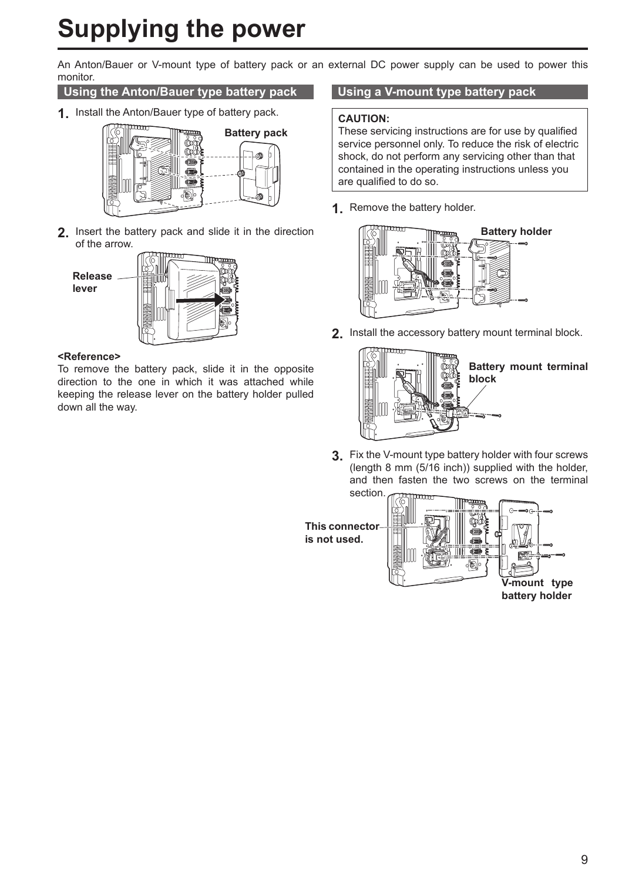# Supplying the power

An Anton/Bauer or V-mount type of battery pack or an external DC power supply can be used to power this monitor.

## Using the Anton/Bauer type battery pack

1. Install the Anton/Bauer type of battery pack.

Battery pack

2. Insert the battery pack and slide it in the direction of the arrow.

Release lever

**<Reference>**

To remove the battery pack, slide it in the opposite direction to the one in which it was attached while keeping the release lever on the battery holder pulled down all the way.

## Using a V-mount type battery pack

**CAUTION:**
These servicing instructions are for use by qualified service personnel only. To reduce the risk of electric shock, do not perform any servicing other than that contained in the operating instructions unless you are qualified to do so.

1. Remove the battery holder.

Battery holder

2. Install the accessory battery mount terminal block.

Battery mount terminal block

3. Fix the V-mount type battery holder with four screws (length 8 mm (5/16 inch)) supplied with the holder, and then fasten the two screws on the terminal section.

This connector is not used.

V-mount type battery holder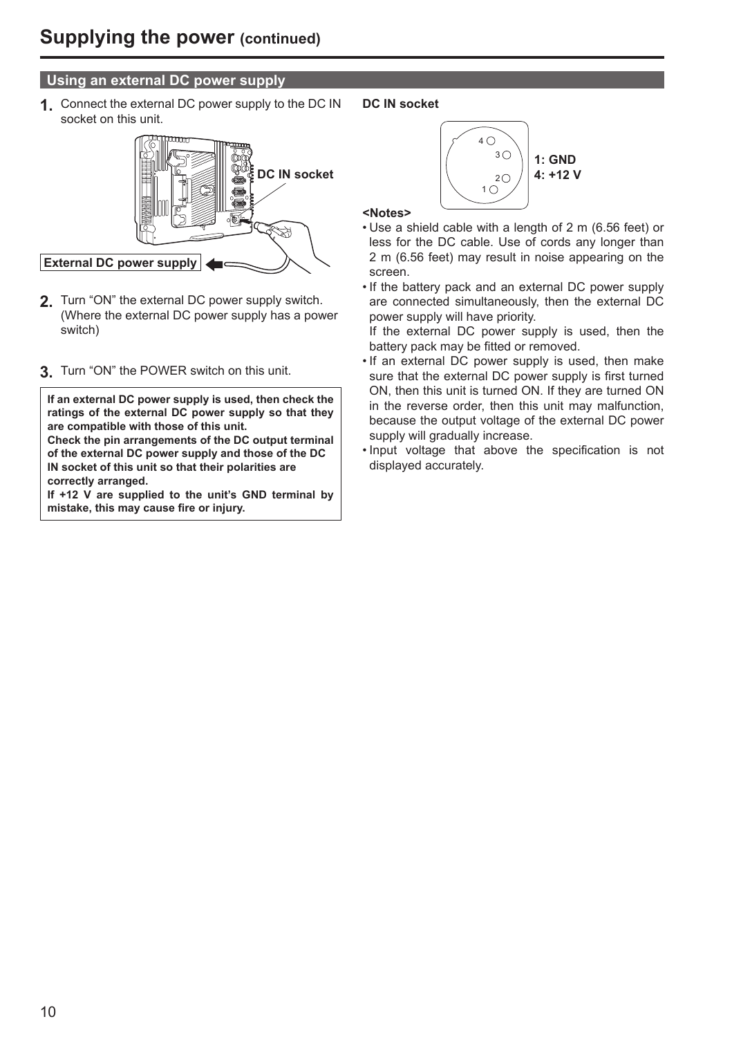# Supplying the power (continued)

## Using an external DC power supply

1. Connect the external DC power supply to the DC IN socket on this unit.

DC IN socket

External DC power supply

2. Turn "ON" the external DC power supply switch. (Where the external DC power supply has a power switch)

3. Turn "ON" the POWER switch on this unit.

**If an external DC power supply is used, then check the ratings of the external DC power supply so that they are compatible with those of this unit.**
**Check the pin arrangements of the DC output terminal of the external DC power supply and those of the DC IN socket of this unit so that their polarities are correctly arranged.**
**If +12 V are supplied to the unit's GND terminal by mistake, this may cause fire or injury.**

**DC IN socket**

**1: GND**
**4: +12 V**

**<Notes>**

- Use a shield cable with a length of 2 m (6.56 feet) or less for the DC cable. Use of cords any longer than 2 m (6.56 feet) may result in noise appearing on the screen.
- If the battery pack and an external DC power supply are connected simultaneously, then the external DC power supply will have priority.
  If the external DC power supply is used, then the battery pack may be fitted or removed.
- If an external DC power supply is used, then make sure that the external DC power supply is first turned ON, then this unit is turned ON. If they are turned ON in the reverse order, then this unit may malfunction, because the output voltage of the external DC power supply will gradually increase.
- Input voltage that above the specification is not displayed accurately.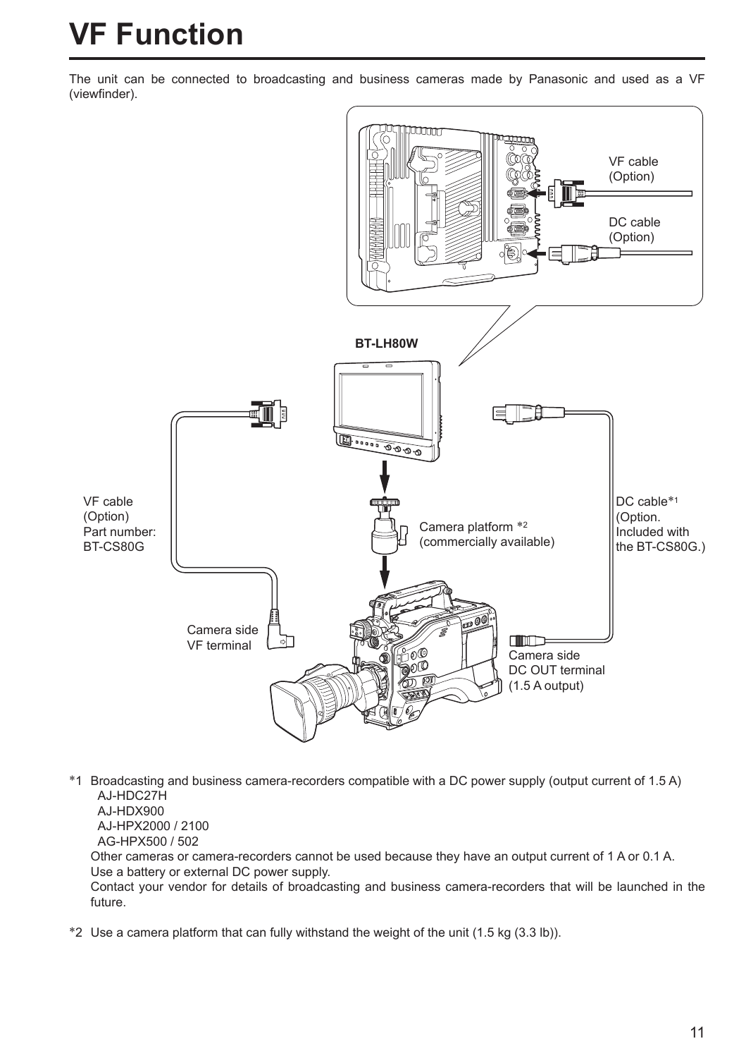# VF Function

The unit can be connected to broadcasting and business cameras made by Panasonic and used as a VF (viewfinder).

VF cable (Option)

DC cable (Option)

BT-LH80W

VF cable (Option) Part number: BT-CS80G

Camera platform *2 (commercially available)

DC cable*1 (Option. Included with the BT-CS80G.)

Camera side VF terminal

Camera side DC OUT terminal (1.5 A output)

*1 Broadcasting and business camera-recorders compatible with a DC power supply (output current of 1.5 A)
AJ-HDC27H
AJ-HDX900
AJ-HPX2000 / 2100
AG-HPX500 / 502
Other cameras or camera-recorders cannot be used because they have an output current of 1 A or 0.1 A.
Use a battery or external DC power supply.
Contact your vendor for details of broadcasting and business camera-recorders that will be launched in the future.

*2 Use a camera platform that can fully withstand the weight of the unit (1.5 kg (3.3 lb)).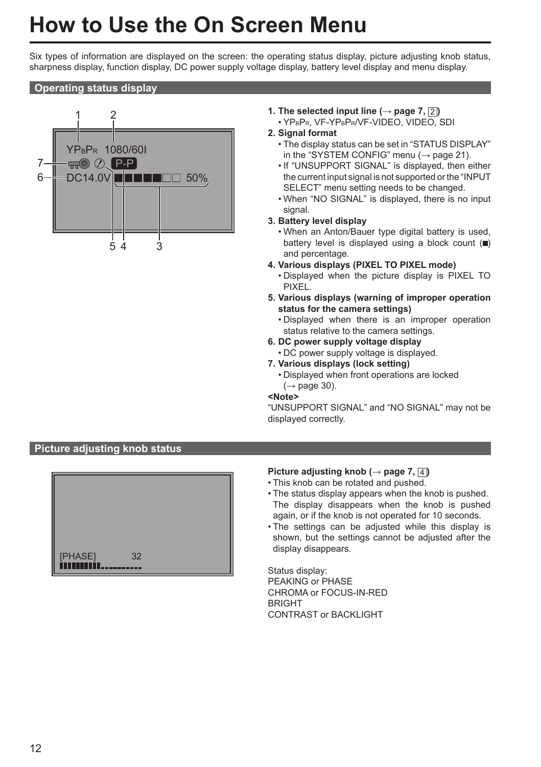# How to Use the On Screen Menu

Six types of information are displayed on the screen: the operating status display, picture adjusting knob status, sharpness display, function display, DC power supply voltage display, battery level display and menu display.

## Operating status display

1. **The selected input line (→ page 7, 2)**
   - $YP_BP_R$, VF-$YP_BP_R$/VF-VIDEO, VIDEO, SDI
2. **Signal format**
   - The display status can be set in "STATUS DISPLAY" in the "SYSTEM CONFIG" menu (→ page 21).
   - If "UNSUPPORT SIGNAL" is displayed, then either the current input signal is not supported or the "INPUT SELECT" menu setting needs to be changed.
   - When "NO SIGNAL" is displayed, there is no input signal.
3. **Battery level display**
   - When an Anton/Bauer type digital battery is used, battery level is displayed using a block count (■) and percentage.
4. **Various displays (PIXEL TO PIXEL mode)**
   - Displayed when the picture display is PIXEL TO PIXEL.
5. **Various displays (warning of improper operation status for the camera settings)**
   - Displayed when there is an improper operation status relative to the camera settings.
6. **DC power supply voltage display**
   - DC power supply voltage is displayed.
7. **Various displays (lock setting)**
   - Displayed when front operations are locked (→ page 30).

**<Note>**

"UNSUPPORT SIGNAL" and "NO SIGNAL" may not be displayed correctly.

## Picture adjusting knob status

**Picture adjusting knob (→ page 7, 4)**

- This knob can be rotated and pushed.
- The status display appears when the knob is pushed. The display disappears when the knob is pushed again, or if the knob is not operated for 10 seconds.
- The settings can be adjusted while this display is shown, but the settings cannot be adjusted after the display disappears.

Status display:
PEAKING or PHASE
CHROMA or FOCUS-IN-RED
BRIGHT
CONTRAST or BACKLIGHT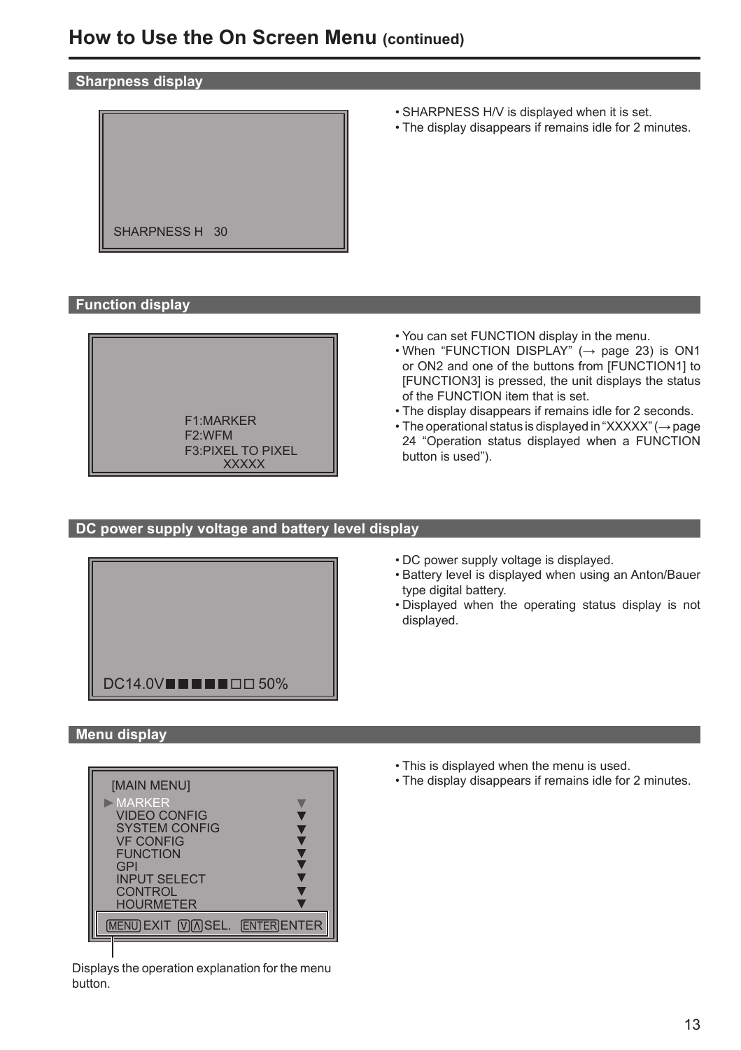## How to Use the On Screen Menu (continued)

### Sharpness display

```
SHARPNESS H   30
```

- SHARPNESS H/V is displayed when it is set.
- The display disappears if remains idle for 2 minutes.

### Function display

```
F1:MARKER
F2:WFM
F3:PIXEL TO PIXEL
        XXXXX
```

- You can set FUNCTION display in the menu.
- When "FUNCTION DISPLAY" (→ page 23) is ON1 or ON2 and one of the buttons from [FUNCTION1] to [FUNCTION3] is pressed, the unit displays the status of the FUNCTION item that is set.
- The display disappears if remains idle for 2 seconds.
- The operational status is displayed in "XXXXX" (→ page 24 "Operation status displayed when a FUNCTION button is used").

### DC power supply voltage and battery level display

```
DC14.0V■■■■■□□ 50%
```

- DC power supply voltage is displayed.
- Battery level is displayed when using an Anton/Bauer type digital battery.
- Displayed when the operating status display is not displayed.

### Menu display

```
[MAIN MENU]
►MARKER          ▼
 VIDEO CONFIG    ▼
 SYSTEM CONFIG   ▼
 VF CONFIG       ▼
 FUNCTION        ▼
 GPI             ▼
 INPUT SELECT    ▼
 CONTROL         ▼
 HOURMETER       ▼
MENU EXIT  V Λ SEL.  ENTER ENTER
```

Displays the operation explanation for the menu button.

- This is displayed when the menu is used.
- The display disappears if remains idle for 2 minutes.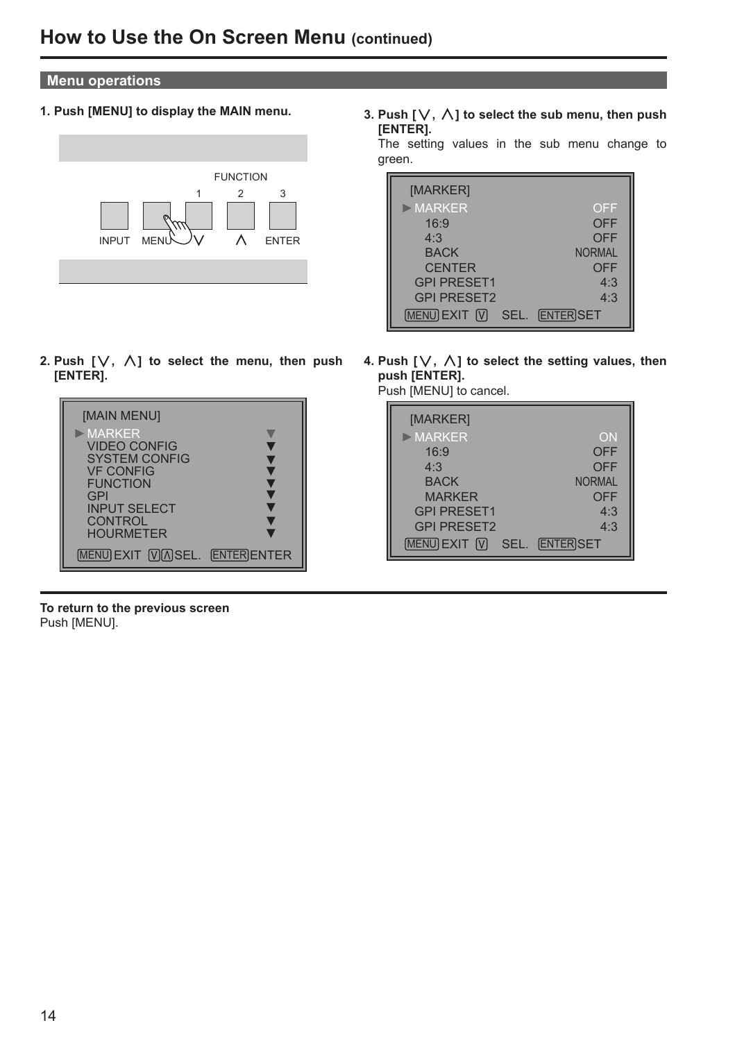# How to Use the On Screen Menu (continued)

## Menu operations

**1. Push [MENU] to display the MAIN menu.**

FUNCTION
1 2 3
INPUT MENU ∨ ∧ ENTER

**2. Push [∨, ∧] to select the menu, then push [ENTER].**

```
[MAIN MENU]
►MARKER            ▼
 VIDEO CONFIG      ▼
 SYSTEM CONFIG     ▼
 VF CONFIG         ▼
 FUNCTION          ▼
 GPI               ▼
 INPUT SELECT      ▼
 CONTROL           ▼
 HOURMETER         ▼
MENU EXIT  ∨∧ SEL.  ENTER ENTER
```

**3. Push [∨, ∧] to select the sub menu, then push [ENTER].**

The setting values in the sub menu change to green.

```
[MARKER]
►MARKER           OFF
   16:9           OFF
   4:3            OFF
   BACK        NORMAL
   CENTER         OFF
 GPI PRESET1      4:3
 GPI PRESET2      4:3
MENU EXIT  ∨  SEL.  ENTER SET
```

**4. Push [∨, ∧] to select the setting values, then push [ENTER].**

Push [MENU] to cancel.

```
[MARKER]
►MARKER            ON
   16:9           OFF
   4:3            OFF
   BACK        NORMAL
   MARKER         OFF
 GPI PRESET1      4:3
 GPI PRESET2      4:3
MENU EXIT  ∨  SEL.  ENTER SET
```

**To return to the previous screen**
Push [MENU].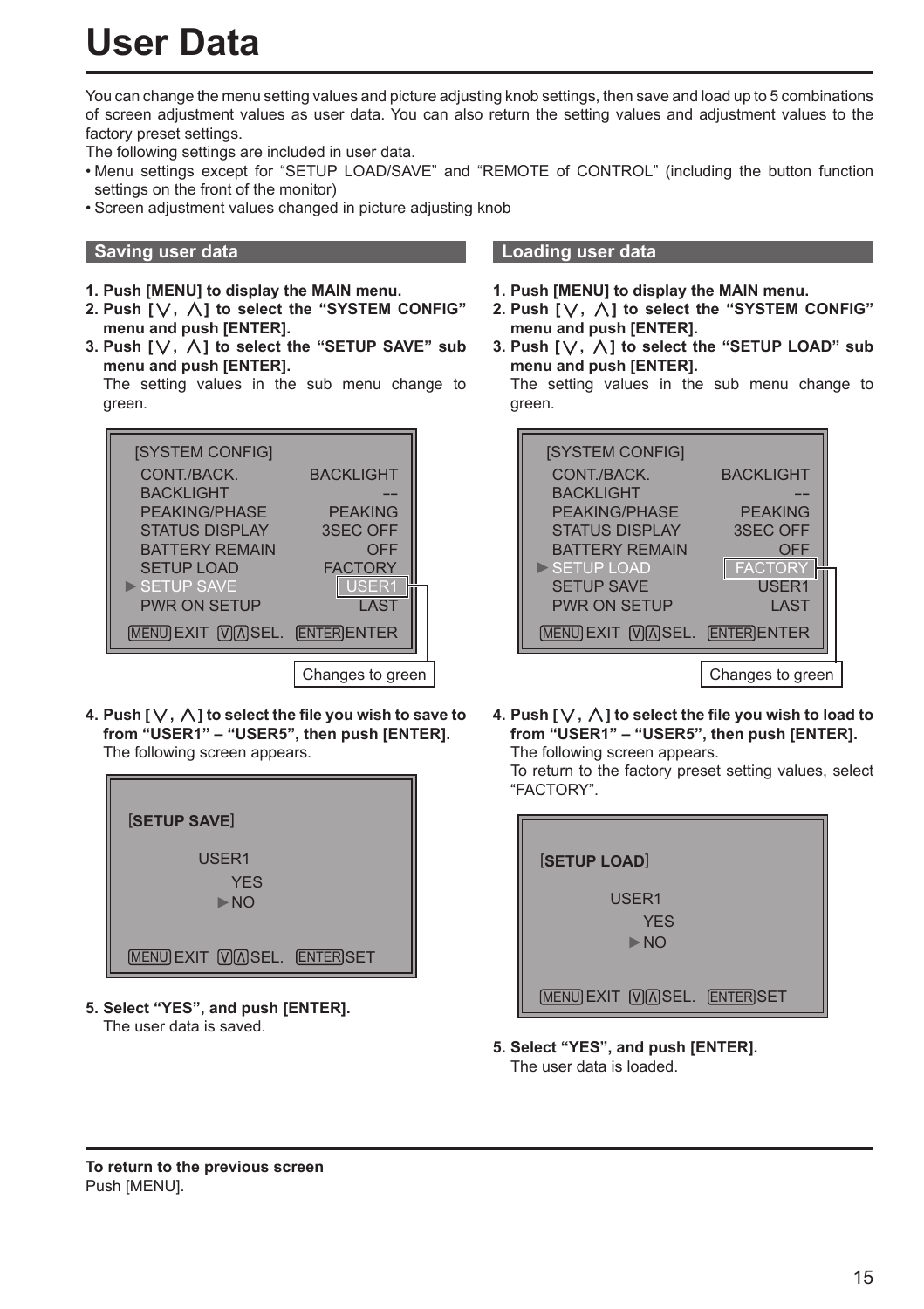# User Data

You can change the menu setting values and picture adjusting knob settings, then save and load up to 5 combinations of screen adjustment values as user data. You can also return the setting values and adjustment values to the factory preset settings.

The following settings are included in user data.

- Menu settings except for “SETUP LOAD/SAVE” and “REMOTE of CONTROL” (including the button function settings on the front of the monitor)
- Screen adjustment values changed in picture adjusting knob

## Saving user data

**1. Push [MENU] to display the MAIN menu.**

**2. Push [⋁, ⋀] to select the “SYSTEM CONFIG” menu and push [ENTER].**

**3. Push [⋁, ⋀] to select the “SETUP SAVE” sub menu and push [ENTER].**

The setting values in the sub menu change to green.

```
[SYSTEM CONFIG]
 CONT./BACK.          BACKLIGHT
 BACKLIGHT                   --
 PEAKING/PHASE          PEAKING
 STATUS DISPLAY        3SEC OFF
 BATTERY REMAIN             OFF
 SETUP LOAD             FACTORY
►SETUP SAVE               USER1
 PWR ON SETUP              LAST
MENU EXIT  V/Λ SEL.  ENTER ENTER
```

Changes to green

**4. Push [⋁, ⋀] to select the file you wish to save to from “USER1” – “USER5”, then push [ENTER].**

The following screen appears.

```
[SETUP SAVE]
      USER1
         YES
        ►NO
MENU EXIT  V/Λ SEL.  ENTER SET
```

**5. Select “YES”, and push [ENTER].**

The user data is saved.

## Loading user data

**1. Push [MENU] to display the MAIN menu.**

**2. Push [⋁, ⋀] to select the “SYSTEM CONFIG” menu and push [ENTER].**

**3. Push [⋁, ⋀] to select the “SETUP LOAD” sub menu and push [ENTER].**

The setting values in the sub menu change to green.

```
[SYSTEM CONFIG]
 CONT./BACK.          BACKLIGHT
 BACKLIGHT                   --
 PEAKING/PHASE          PEAKING
 STATUS DISPLAY        3SEC OFF
 BATTERY REMAIN             OFF
►SETUP LOAD             FACTORY
 SETUP SAVE               USER1
 PWR ON SETUP              LAST
MENU EXIT  V/Λ SEL.  ENTER ENTER
```

Changes to green

**4. Push [⋁, ⋀] to select the file you wish to load to from “USER1” – “USER5”, then push [ENTER].**

The following screen appears.

To return to the factory preset setting values, select “FACTORY”.

```
[SETUP LOAD]
      USER1
         YES
        ►NO
MENU EXIT  V/Λ SEL.  ENTER SET
```

**5. Select “YES”, and push [ENTER].**

The user data is loaded.

**To return to the previous screen**

Push [MENU].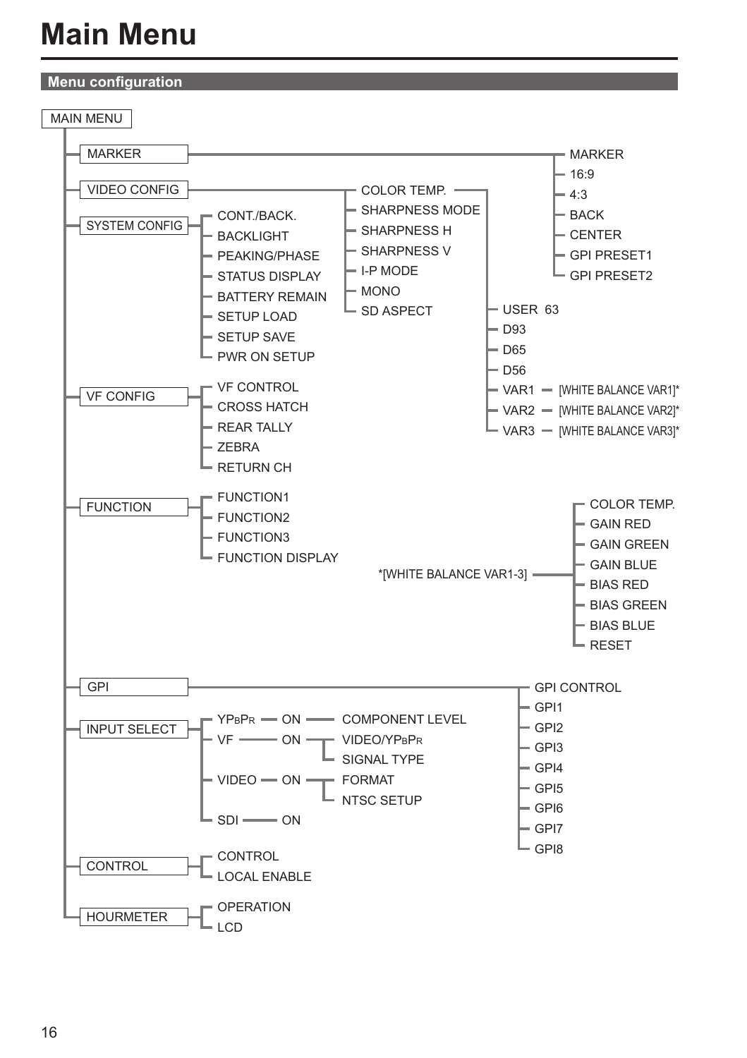# Main Menu

## Menu configuration

- MAIN MENU
  - MARKER
    - MARKER
    - 16:9
    - 4:3
    - BACK
    - CENTER
    - GPI PRESET1
    - GPI PRESET2
  - VIDEO CONFIG
    - COLOR TEMP.
      - USER 63
      - D93
      - D65
      - D56
      - VAR1 — [WHITE BALANCE VAR1]*
      - VAR2 — [WHITE BALANCE VAR2]*
      - VAR3 — [WHITE BALANCE VAR3]*
    - SHARPNESS MODE
    - SHARPNESS H
    - SHARPNESS V
    - I-P MODE
    - MONO
    - SD ASPECT
  - SYSTEM CONFIG
    - CONT./BACK.
    - BACKLIGHT
    - PEAKING/PHASE
    - STATUS DISPLAY
    - BATTERY REMAIN
    - SETUP LOAD
    - SETUP SAVE
    - PWR ON SETUP
  - VF CONFIG
    - VF CONTROL
    - CROSS HATCH
    - REAR TALLY
    - ZEBRA
    - RETURN CH
  - FUNCTION
    - FUNCTION1
    - FUNCTION2
    - FUNCTION3
    - FUNCTION DISPLAY
  - GPI
    - GPI CONTROL
    - GPI1
    - GPI2
    - GPI3
    - GPI4
    - GPI5
    - GPI6
    - GPI7
    - GPI8
  - INPUT SELECT
    - $YP_BP_R$ — ON — COMPONENT LEVEL
    - VF — ON
      - VIDEO/$YP_BP_R$
      - SIGNAL TYPE
    - VIDEO — ON
      - FORMAT
      - NTSC SETUP
    - SDI — ON
  - CONTROL
    - CONTROL
    - LOCAL ENABLE
  - HOURMETER
    - OPERATION
    - LCD

*[WHITE BALANCE VAR1-3]
- COLOR TEMP.
- GAIN RED
- GAIN GREEN
- GAIN BLUE
- BIAS RED
- BIAS GREEN
- BIAS BLUE
- RESET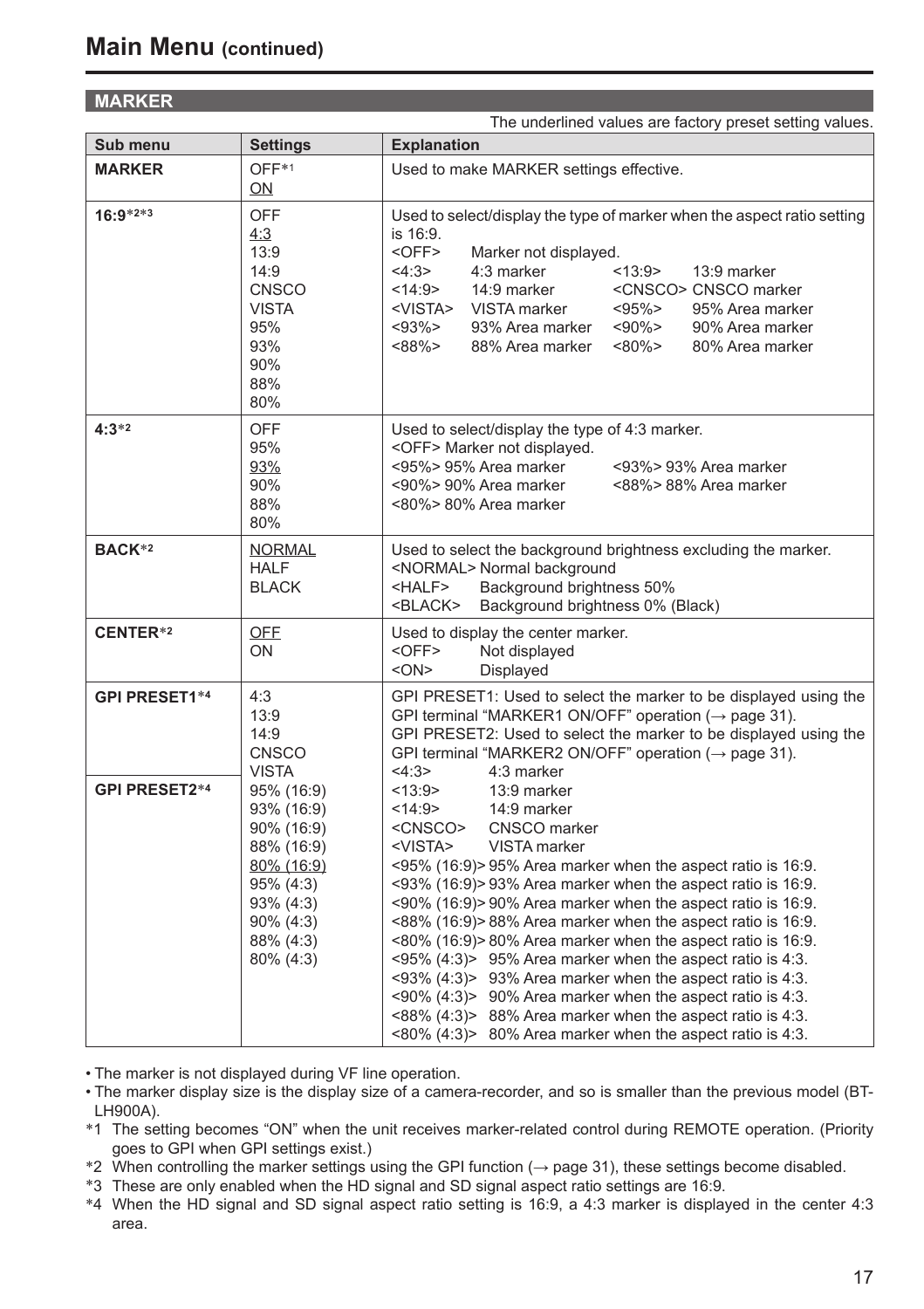# Main Menu (continued)

## MARKER

The underlined values are factory preset setting values.

| Sub menu | Settings | Explanation |
|---|---|---|
| **MARKER** | OFF*1<br><u>ON</u> | Used to make MARKER settings effective. |
| **16:9***2*3 | OFF<br><u>4:3</u><br>13:9<br>14:9<br>CNSCO<br>VISTA<br>95%<br>93%<br>90%<br>88%<br>80% | Used to select/display the type of marker when the aspect ratio setting is 16:9.<br><OFF> Marker not displayed.<br><4:3> 4:3 marker<br><13:9> 13:9 marker<br><14:9> 14:9 marker<br><CNSCO> CNSCO marker<br><VISTA> VISTA marker<br><95%> 95% Area marker<br><93%> 93% Area marker<br><90%> 90% Area marker<br><88%> 88% Area marker<br><80%> 80% Area marker |
| **4:3***2 | OFF<br>95%<br><u>93%</u><br>90%<br>88%<br>80% | Used to select/display the type of 4:3 marker.<br><OFF> Marker not displayed.<br><95%> 95% Area marker<br><93%> 93% Area marker<br><90%> 90% Area marker<br><88%> 88% Area marker<br><80%> 80% Area marker |
| **BACK***2 | <u>NORMAL</u><br>HALF<br>BLACK | Used to select the background brightness excluding the marker.<br><NORMAL> Normal background<br><HALF> Background brightness 50%<br><BLACK> Background brightness 0% (Black) |
| **CENTER***2 | <u>OFF</u><br>ON | Used to display the center marker.<br><OFF> Not displayed<br><ON> Displayed |
| **GPI PRESET1***4<br><br>**GPI PRESET2***4 | 4:3<br>13:9<br>14:9<br>CNSCO<br>VISTA<br>95% (16:9)<br>93% (16:9)<br>90% (16:9)<br>88% (16:9)<br><u>80% (16:9)</u><br>95% (4:3)<br>93% (4:3)<br>90% (4:3)<br>88% (4:3)<br>80% (4:3) | GPI PRESET1: Used to select the marker to be displayed using the GPI terminal "MARKER1 ON/OFF" operation (→ page 31).<br>GPI PRESET2: Used to select the marker to be displayed using the GPI terminal "MARKER2 ON/OFF" operation (→ page 31).<br><4:3> 4:3 marker<br><13:9> 13:9 marker<br><14:9> 14:9 marker<br><CNSCO> CNSCO marker<br><VISTA> VISTA marker<br><95% (16:9)> 95% Area marker when the aspect ratio is 16:9.<br><93% (16:9)> 93% Area marker when the aspect ratio is 16:9.<br><90% (16:9)> 90% Area marker when the aspect ratio is 16:9.<br><88% (16:9)> 88% Area marker when the aspect ratio is 16:9.<br><80% (16:9)> 80% Area marker when the aspect ratio is 16:9.<br><95% (4:3)> 95% Area marker when the aspect ratio is 4:3.<br><93% (4:3)> 93% Area marker when the aspect ratio is 4:3.<br><90% (4:3)> 90% Area marker when the aspect ratio is 4:3.<br><88% (4:3)> 88% Area marker when the aspect ratio is 4:3.<br><80% (4:3)> 80% Area marker when the aspect ratio is 4:3. |

- The marker is not displayed during VF line operation.
- The marker display size is the display size of a camera-recorder, and so is smaller than the previous model (BT-LH900A).

*1 The setting becomes "ON" when the unit receives marker-related control during REMOTE operation. (Priority goes to GPI when GPI settings exist.)

*2 When controlling the marker settings using the GPI function (→ page 31), these settings become disabled.

*3 These are only enabled when the HD signal and SD signal aspect ratio settings are 16:9.

*4 When the HD signal and SD signal aspect ratio setting is 16:9, a 4:3 marker is displayed in the center 4:3 area.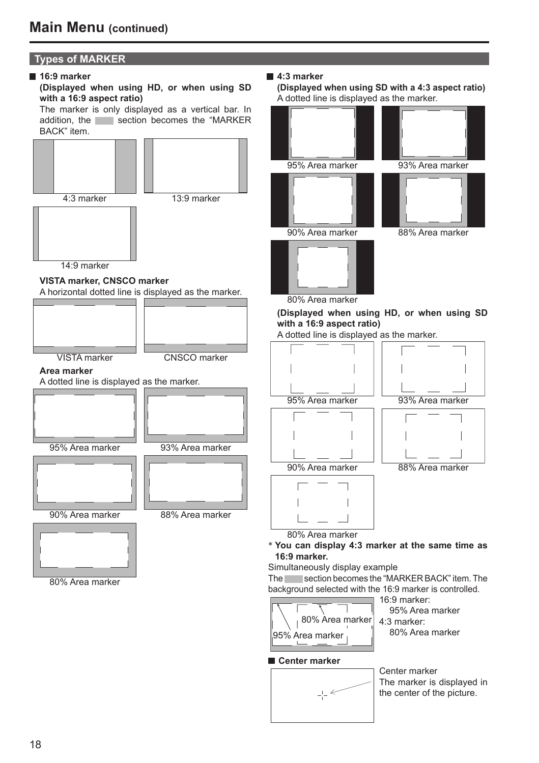# Main Menu (continued)

## Types of MARKER

### 16:9 marker

**(Displayed when using HD, or when using SD with a 16:9 aspect ratio)**

The marker is only displayed as a vertical bar. In addition, the ▒ section becomes the "MARKER BACK" item.

4:3 marker

13:9 marker

14:9 marker

**VISTA marker, CNSCO marker**

A horizontal dotted line is displayed as the marker.

VISTA marker

CNSCO marker

**Area marker**

A dotted line is displayed as the marker.

95% Area marker

93% Area marker

90% Area marker

88% Area marker

80% Area marker

### 4:3 marker

**(Displayed when using SD with a 4:3 aspect ratio)**

A dotted line is displayed as the marker.

95% Area marker

93% Area marker

90% Area marker

88% Area marker

80% Area marker

**(Displayed when using HD, or when using SD with a 16:9 aspect ratio)**

A dotted line is displayed as the marker.

95% Area marker

93% Area marker

90% Area marker

88% Area marker

80% Area marker

\* **You can display 4:3 marker at the same time as 16:9 marker.**

Simultaneously display example

The ▒ section becomes the "MARKER BACK" item. The background selected with the 16:9 marker is controlled.

80% Area marker

95% Area marker

16:9 marker:
95% Area marker

4:3 marker:
80% Area marker

### Center marker

Center marker

The marker is displayed in the center of the picture.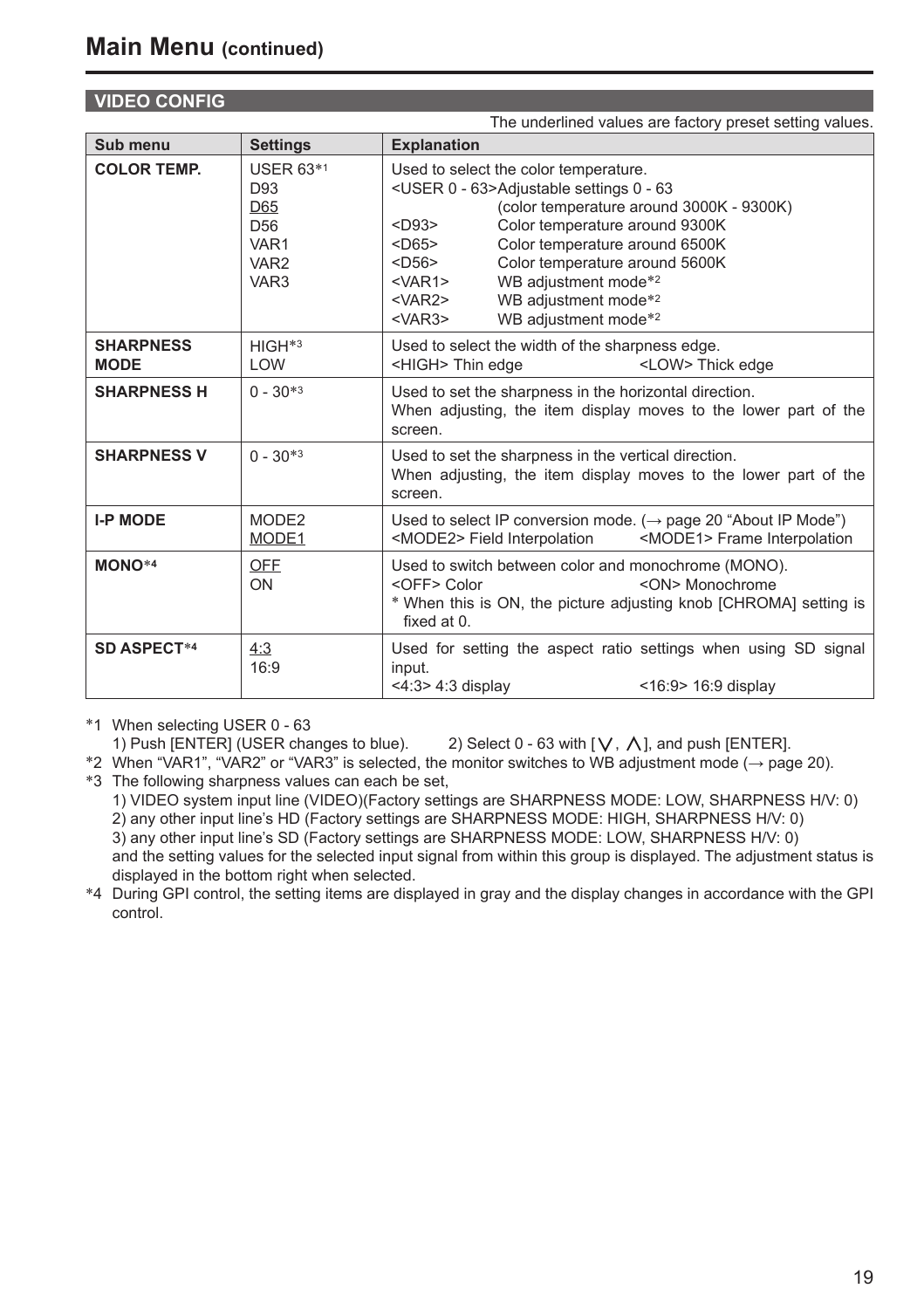# Main Menu (continued)

## VIDEO CONFIG

The underlined values are factory preset setting values.

| Sub menu | Settings | Explanation |
|---|---|---|
| **COLOR TEMP.** | USER 63*1<br>D93<br><u>D65</u><br>D56<br>VAR1<br>VAR2<br>VAR3 | Used to select the color temperature.<br><USER 0 - 63>Adjustable settings 0 - 63 (color temperature around 3000K - 9300K)<br><D93> Color temperature around 9300K<br><D65> Color temperature around 6500K<br><D56> Color temperature around 5600K<br><VAR1> WB adjustment mode*2<br><VAR2> WB adjustment mode*2<br><VAR3> WB adjustment mode*2 |
| **SHARPNESS MODE** | HIGH*3<br>LOW | Used to select the width of the sharpness edge.<br><HIGH> Thin edge <LOW> Thick edge |
| **SHARPNESS H** | 0 - 30*3 | Used to set the sharpness in the horizontal direction.<br>When adjusting, the item display moves to the lower part of the screen. |
| **SHARPNESS V** | 0 - 30*3 | Used to set the sharpness in the vertical direction.<br>When adjusting, the item display moves to the lower part of the screen. |
| **I-P MODE** | MODE2<br><u>MODE1</u> | Used to select IP conversion mode. (→ page 20 “About IP Mode”)<br><MODE2> Field Interpolation <MODE1> Frame Interpolation |
| **MONO*4** | <u>OFF</u><br>ON | Used to switch between color and monochrome (MONO).<br><OFF> Color <ON> Monochrome<br>* When this is ON, the picture adjusting knob [CHROMA] setting is fixed at 0. |
| **SD ASPECT*4** | <u>4:3</u><br>16:9 | Used for setting the aspect ratio settings when using SD signal input.<br><4:3> 4:3 display <16:9> 16:9 display |

*1 When selecting USER 0 - 63
1) Push [ENTER] (USER changes to blue). 2) Select 0 - 63 with [∨, ∧], and push [ENTER].

*2 When “VAR1”, “VAR2” or “VAR3” is selected, the monitor switches to WB adjustment mode (→ page 20).

*3 The following sharpness values can each be set,
1) VIDEO system input line (VIDEO)(Factory settings are SHARPNESS MODE: LOW, SHARPNESS H/V: 0)
2) any other input line’s HD (Factory settings are SHARPNESS MODE: HIGH, SHARPNESS H/V: 0)
3) any other input line’s SD (Factory settings are SHARPNESS MODE: LOW, SHARPNESS H/V: 0)
and the setting values for the selected input signal from within this group is displayed. The adjustment status is displayed in the bottom right when selected.

*4 During GPI control, the setting items are displayed in gray and the display changes in accordance with the GPI control.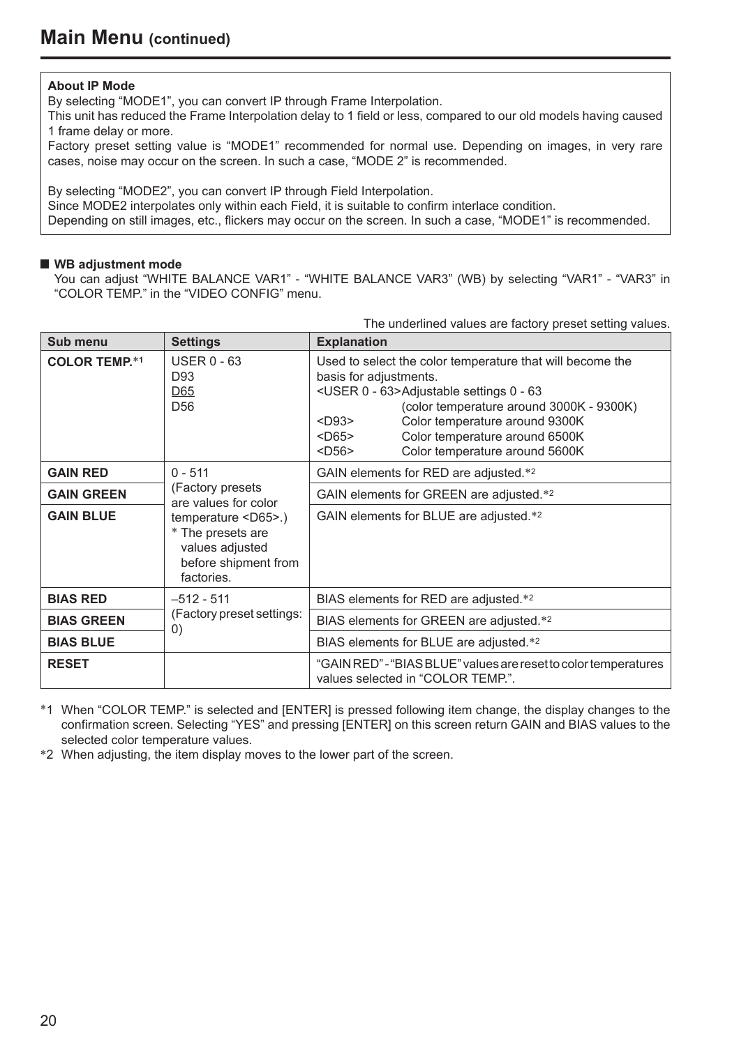## Main Menu (continued)

**About IP Mode**

By selecting "MODE1", you can convert IP through Frame Interpolation.
This unit has reduced the Frame Interpolation delay to 1 field or less, compared to our old models having caused 1 frame delay or more.
Factory preset setting value is "MODE1" recommended for normal use. Depending on images, in very rare cases, noise may occur on the screen. In such a case, "MODE 2" is recommended.

By selecting "MODE2", you can convert IP through Field Interpolation.
Since MODE2 interpolates only within each Field, it is suitable to confirm interlace condition.
Depending on still images, etc., flickers may occur on the screen. In such a case, "MODE1" is recommended.

### ■ WB adjustment mode

You can adjust "WHITE BALANCE VAR1" - "WHITE BALANCE VAR3" (WB) by selecting "VAR1" - "VAR3" in "COLOR TEMP." in the "VIDEO CONFIG" menu.

The underlined values are factory preset setting values.

| Sub menu | Settings | Explanation |
|---|---|---|
| **COLOR TEMP.***1 | USER 0 - 63<br>D93<br><u>D65</u><br>D56 | Used to select the color temperature that will become the basis for adjustments.<br>&lt;USER 0 - 63&gt;Adjustable settings 0 - 63 (color temperature around 3000K - 9300K)<br>&lt;D93&gt; Color temperature around 9300K<br>&lt;D65&gt; Color temperature around 6500K<br>&lt;D56&gt; Color temperature around 5600K |
| **GAIN RED** | 0 - 511<br>(Factory presets are values for color temperature &lt;D65&gt;.)<br>* The presets are values adjusted before shipment from factories. | GAIN elements for RED are adjusted.*2 |
| **GAIN GREEN** | | GAIN elements for GREEN are adjusted.*2 |
| **GAIN BLUE** | | GAIN elements for BLUE are adjusted.*2 |
| **BIAS RED** | –512 - 511<br>(Factory preset settings: 0) | BIAS elements for RED are adjusted.*2 |
| **BIAS GREEN** | | BIAS elements for GREEN are adjusted.*2 |
| **BIAS BLUE** | | BIAS elements for BLUE are adjusted.*2 |
| **RESET** | | "GAIN RED" - "BIAS BLUE" values are reset to color temperatures values selected in "COLOR TEMP.". |

*1 When "COLOR TEMP." is selected and [ENTER] is pressed following item change, the display changes to the confirmation screen. Selecting "YES" and pressing [ENTER] on this screen return GAIN and BIAS values to the selected color temperature values.

*2 When adjusting, the item display moves to the lower part of the screen.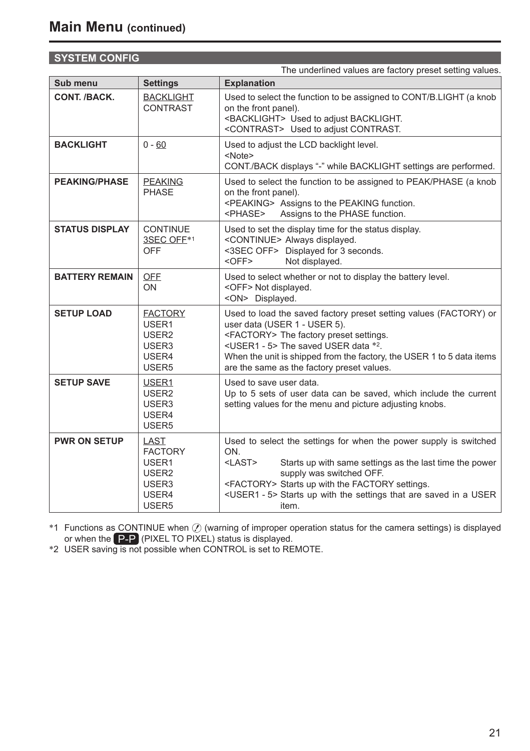# Main Menu (continued)

## SYSTEM CONFIG

The underlined values are factory preset setting values.

| Sub menu | Settings | Explanation |
|---|---|---|
| **CONT. /BACK.** | <u>BACKLIGHT</u><br>CONTRAST | Used to select the function to be assigned to CONT/B.LIGHT (a knob on the front panel).<br><BACKLIGHT> Used to adjust BACKLIGHT.<br><CONTRAST> Used to adjust CONTRAST. |
| **BACKLIGHT** | 0 - <u>60</u> | Used to adjust the LCD backlight level.<br><Note><br>CONT./BACK displays "-" while BACKLIGHT settings are performed. |
| **PEAKING/PHASE** | <u>PEAKING</u><br>PHASE | Used to select the function to be assigned to PEAK/PHASE (a knob on the front panel).<br><PEAKING> Assigns to the PEAKING function.<br><PHASE> Assigns to the PHASE function. |
| **STATUS DISPLAY** | CONTINUE<br><u>3SEC OFF</u>*1<br>OFF | Used to set the display time for the status display.<br><CONTINUE> Always displayed.<br><3SEC OFF> Displayed for 3 seconds.<br><OFF> Not displayed. |
| **BATTERY REMAIN** | <u>OFF</u><br>ON | Used to select whether or not to display the battery level.<br><OFF> Not displayed.<br><ON> Displayed. |
| **SETUP LOAD** | <u>FACTORY</u><br>USER1<br>USER2<br>USER3<br>USER4<br>USER5 | Used to load the saved factory preset setting values (FACTORY) or user data (USER 1 - USER 5).<br><FACTORY> The factory preset settings.<br><USER1 - 5> The saved USER data *2.<br>When the unit is shipped from the factory, the USER 1 to 5 data items are the same as the factory preset values. |
| **SETUP SAVE** | <u>USER1</u><br>USER2<br>USER3<br>USER4<br>USER5 | Used to save user data.<br>Up to 5 sets of user data can be saved, which include the current setting values for the menu and picture adjusting knobs. |
| **PWR ON SETUP** | <u>LAST</u><br>FACTORY<br>USER1<br>USER2<br>USER3<br>USER4<br>USER5 | Used to select the settings for when the power supply is switched ON.<br><LAST> Starts up with same settings as the last time the power supply was switched OFF.<br><FACTORY> Starts up with the FACTORY settings.<br><USER1 - 5> Starts up with the settings that are saved in a USER item. |

*1 Functions as CONTINUE when ⊘ (warning of improper operation status for the camera settings) is displayed or when the P-P (PIXEL TO PIXEL) status is displayed.

*2 USER saving is not possible when CONTROL is set to REMOTE.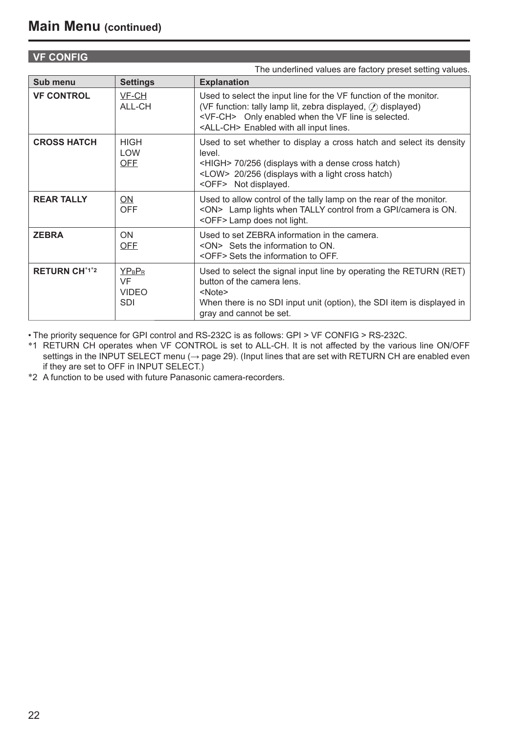# Main Menu (continued)

## VF CONFIG

The underlined values are factory preset setting values.

| Sub menu | Settings | Explanation |
|---|---|---|
| **VF CONTROL** | <u>VF-CH</u><br>ALL-CH | Used to select the input line for the VF function of the monitor.<br>(VF function: tally lamp lit, zebra displayed, ⊘ displayed)<br><VF-CH> Only enabled when the VF line is selected.<br><ALL-CH> Enabled with all input lines. |
| **CROSS HATCH** | HIGH<br>LOW<br><u>OFF</u> | Used to set whether to display a cross hatch and select its density level.<br><HIGH> 70/256 (displays with a dense cross hatch)<br><LOW> 20/256 (displays with a light cross hatch)<br><OFF> Not displayed. |
| **REAR TALLY** | <u>ON</u><br>OFF | Used to allow control of the tally lamp on the rear of the monitor.<br><ON> Lamp lights when TALLY control from a GPI/camera is ON.<br><OFF> Lamp does not light. |
| **ZEBRA** | ON<br><u>OFF</u> | Used to set ZEBRA information in the camera.<br><ON> Sets the information to ON.<br><OFF> Sets the information to OFF. |
| **RETURN CH**[*1*2] | <u>$YP_BP_R$</u><br>VF<br>VIDEO<br>SDI | Used to select the signal input line by operating the RETURN (RET) button of the camera lens.<br><Note><br>When there is no SDI input unit (option), the SDI item is displayed in gray and cannot be set. |

- The priority sequence for GPI control and RS-232C is as follows: GPI > VF CONFIG > RS-232C.

*1 RETURN CH operates when VF CONTROL is set to ALL-CH. It is not affected by the various line ON/OFF settings in the INPUT SELECT menu (→ page 29). (Input lines that are set with RETURN CH are enabled even if they are set to OFF in INPUT SELECT.)

*2 A function to be used with future Panasonic camera-recorders.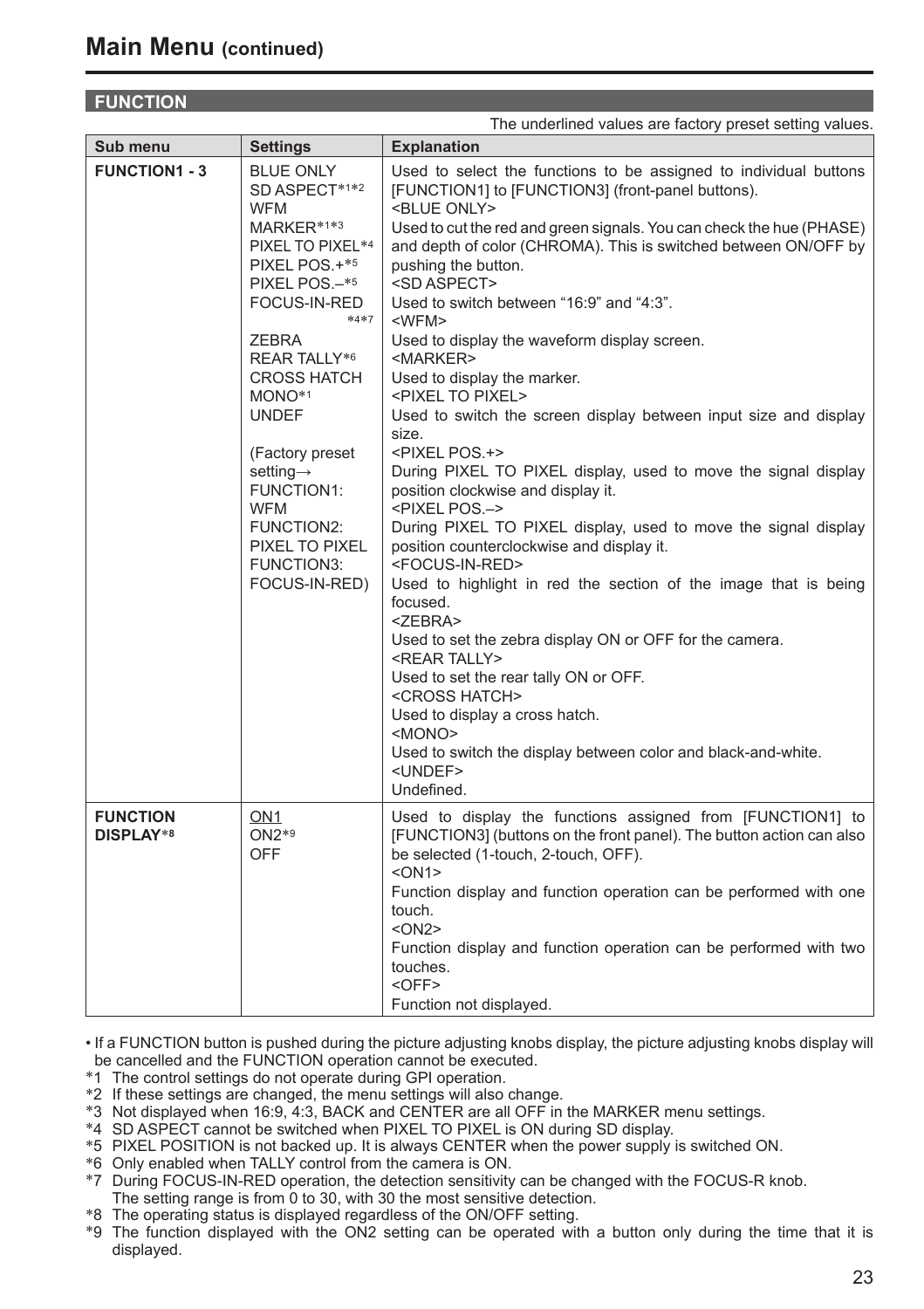# Main Menu (continued)

## FUNCTION

The underlined values are factory preset setting values.

| Sub menu | Settings | Explanation |
|---|---|---|
| **FUNCTION1 - 3** | BLUE ONLY<br>SD ASPECT*1*2<br>WFM<br>MARKER*1*3<br>PIXEL TO PIXEL*4<br>PIXEL POS.+*5<br>PIXEL POS.–*5<br>FOCUS-IN-RED *4*7<br>ZEBRA<br>REAR TALLY*6<br>CROSS HATCH<br>MONO*1<br>UNDEF<br><br>(Factory preset setting→<br>FUNCTION1: WFM<br>FUNCTION2: PIXEL TO PIXEL<br>FUNCTION3: FOCUS-IN-RED) | Used to select the functions to be assigned to individual buttons [FUNCTION1] to [FUNCTION3] (front-panel buttons).<br><BLUE ONLY><br>Used to cut the red and green signals. You can check the hue (PHASE) and depth of color (CHROMA). This is switched between ON/OFF by pushing the button.<br><SD ASPECT><br>Used to switch between "16:9" and "4:3".<br><WFM><br>Used to display the waveform display screen.<br><MARKER><br>Used to display the marker.<br><PIXEL TO PIXEL><br>Used to switch the screen display between input size and display size.<br><PIXEL POS.+><br>During PIXEL TO PIXEL display, used to move the signal display position clockwise and display it.<br><PIXEL POS.–><br>During PIXEL TO PIXEL display, used to move the signal display position counterclockwise and display it.<br><FOCUS-IN-RED><br>Used to highlight in red the section of the image that is being focused.<br><ZEBRA><br>Used to set the zebra display ON or OFF for the camera.<br><REAR TALLY><br>Used to set the rear tally ON or OFF.<br><CROSS HATCH><br>Used to display a cross hatch.<br><MONO><br>Used to switch the display between color and black-and-white.<br><UNDEF><br>Undefined. |
| **FUNCTION DISPLAY*8** | <u>ON1</u><br>ON2*9<br>OFF | Used to display the functions assigned from [FUNCTION1] to [FUNCTION3] (buttons on the front panel). The button action can also be selected (1-touch, 2-touch, OFF).<br><ON1><br>Function display and function operation can be performed with one touch.<br><ON2><br>Function display and function operation can be performed with two touches.<br><OFF><br>Function not displayed. |

- If a FUNCTION button is pushed during the picture adjusting knobs display, the picture adjusting knobs display will be cancelled and the FUNCTION operation cannot be executed.

*1 The control settings do not operate during GPI operation.
*2 If these settings are changed, the menu settings will also change.
*3 Not displayed when 16:9, 4:3, BACK and CENTER are all OFF in the MARKER menu settings.
*4 SD ASPECT cannot be switched when PIXEL TO PIXEL is ON during SD display.
*5 PIXEL POSITION is not backed up. It is always CENTER when the power supply is switched ON.
*6 Only enabled when TALLY control from the camera is ON.
*7 During FOCUS-IN-RED operation, the detection sensitivity can be changed with the FOCUS-R knob. The setting range is from 0 to 30, with 30 the most sensitive detection.
*8 The operating status is displayed regardless of the ON/OFF setting.
*9 The function displayed with the ON2 setting can be operated with a button only during the time that it is displayed.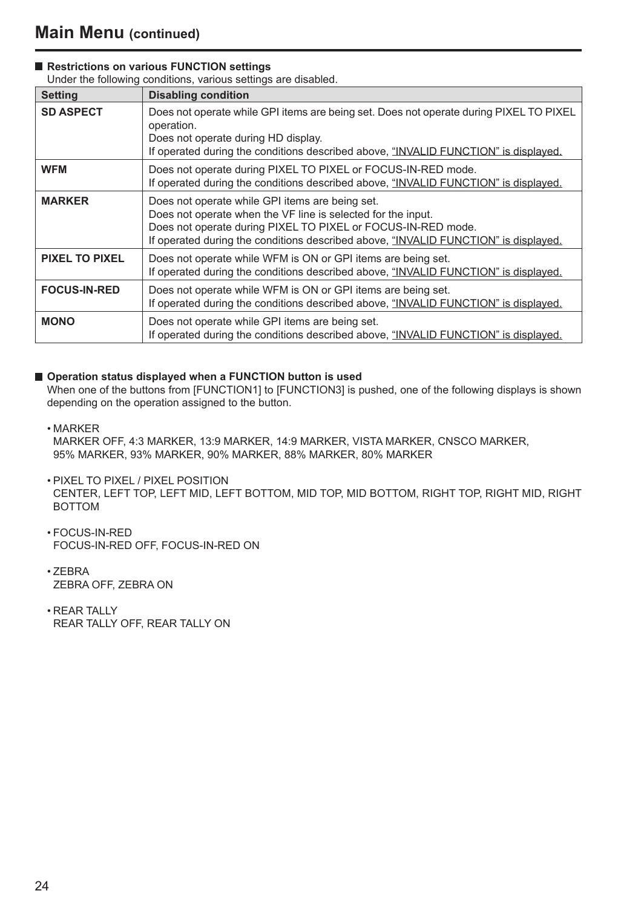# Main Menu (continued)

### Restrictions on various FUNCTION settings

Under the following conditions, various settings are disabled.

| Setting | Disabling condition |
|---|---|
| **SD ASPECT** | Does not operate while GPI items are being set. Does not operate during PIXEL TO PIXEL operation.<br>Does not operate during HD display.<br>If operated during the conditions described above, "INVALID FUNCTION" is displayed. |
| **WFM** | Does not operate during PIXEL TO PIXEL or FOCUS-IN-RED mode.<br>If operated during the conditions described above, "INVALID FUNCTION" is displayed. |
| **MARKER** | Does not operate while GPI items are being set.<br>Does not operate when the VF line is selected for the input.<br>Does not operate during PIXEL TO PIXEL or FOCUS-IN-RED mode.<br>If operated during the conditions described above, "INVALID FUNCTION" is displayed. |
| **PIXEL TO PIXEL** | Does not operate while WFM is ON or GPI items are being set.<br>If operated during the conditions described above, "INVALID FUNCTION" is displayed. |
| **FOCUS-IN-RED** | Does not operate while WFM is ON or GPI items are being set.<br>If operated during the conditions described above, "INVALID FUNCTION" is displayed. |
| **MONO** | Does not operate while GPI items are being set.<br>If operated during the conditions described above, "INVALID FUNCTION" is displayed. |

### Operation status displayed when a FUNCTION button is used

When one of the buttons from [FUNCTION1] to [FUNCTION3] is pushed, one of the following displays is shown depending on the operation assigned to the button.

- MARKER
  MARKER OFF, 4:3 MARKER, 13:9 MARKER, 14:9 MARKER, VISTA MARKER, CNSCO MARKER, 95% MARKER, 93% MARKER, 90% MARKER, 88% MARKER, 80% MARKER

- PIXEL TO PIXEL / PIXEL POSITION
  CENTER, LEFT TOP, LEFT MID, LEFT BOTTOM, MID TOP, MID BOTTOM, RIGHT TOP, RIGHT MID, RIGHT BOTTOM

- FOCUS-IN-RED
  FOCUS-IN-RED OFF, FOCUS-IN-RED ON

- ZEBRA
  ZEBRA OFF, ZEBRA ON

- REAR TALLY
  REAR TALLY OFF, REAR TALLY ON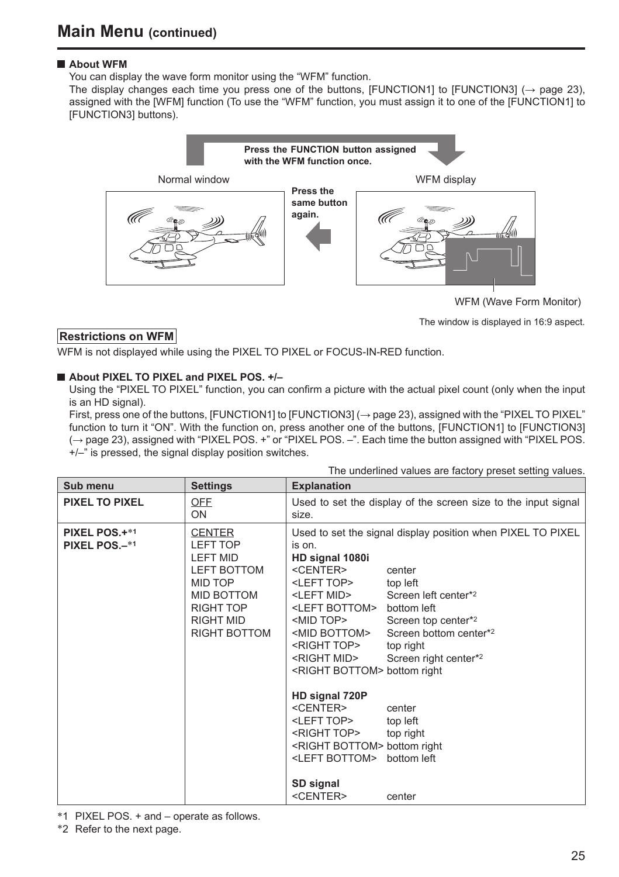# Main Menu (continued)

### About WFM

You can display the wave form monitor using the "WFM" function.
The display changes each time you press one of the buttons, [FUNCTION1] to [FUNCTION3] (→ page 23), assigned with the [WFM] function (To use the "WFM" function, you must assign it to one of the [FUNCTION1] to [FUNCTION3] buttons).

**Press the FUNCTION button assigned with the WFM function once.**

Normal window

**Press the same button again.**

WFM display

WFM (Wave Form Monitor)

The window is displayed in 16:9 aspect.

**Restrictions on WFM**

WFM is not displayed while using the PIXEL TO PIXEL or FOCUS-IN-RED function.

### About PIXEL TO PIXEL and PIXEL POS. +/–

Using the "PIXEL TO PIXEL" function, you can confirm a picture with the actual pixel count (only when the input is an HD signal).
First, press one of the buttons, [FUNCTION1] to [FUNCTION3] (→ page 23), assigned with the "PIXEL TO PIXEL" function to turn it "ON". With the function on, press another one of the buttons, [FUNCTION1] to [FUNCTION3] (→ page 23), assigned with "PIXEL POS. +" or "PIXEL POS. –". Each time the button assigned with "PIXEL POS. +/–" is pressed, the signal display position switches.

The underlined values are factory preset setting values.

| Sub menu | Settings | Explanation |
|---|---|---|
| **PIXEL TO PIXEL** | <u>OFF</u><br>ON | Used to set the display of the screen size to the input signal size. |
| **PIXEL POS.+***1<br>**PIXEL POS.–***1 | <u>CENTER</u><br>LEFT TOP<br>LEFT MID<br>LEFT BOTTOM<br>MID TOP<br>MID BOTTOM<br>RIGHT TOP<br>RIGHT MID<br>RIGHT BOTTOM | Used to set the signal display position when PIXEL TO PIXEL is on.<br>**HD signal 1080i**<br>&lt;CENTER&gt; center<br>&lt;LEFT TOP&gt; top left<br>&lt;LEFT MID&gt; Screen left center*2<br>&lt;LEFT BOTTOM&gt; bottom left<br>&lt;MID TOP&gt; Screen top center*2<br>&lt;MID BOTTOM&gt; Screen bottom center*2<br>&lt;RIGHT TOP&gt; top right<br>&lt;RIGHT MID&gt; Screen right center*2<br>&lt;RIGHT BOTTOM&gt; bottom right<br><br>**HD signal 720P**<br>&lt;CENTER&gt; center<br>&lt;LEFT TOP&gt; top left<br>&lt;RIGHT TOP&gt; top right<br>&lt;RIGHT BOTTOM&gt; bottom right<br>&lt;LEFT BOTTOM&gt; bottom left<br><br>**SD signal**<br>&lt;CENTER&gt; center |

*1 PIXEL POS. + and – operate as follows.
*2 Refer to the next page.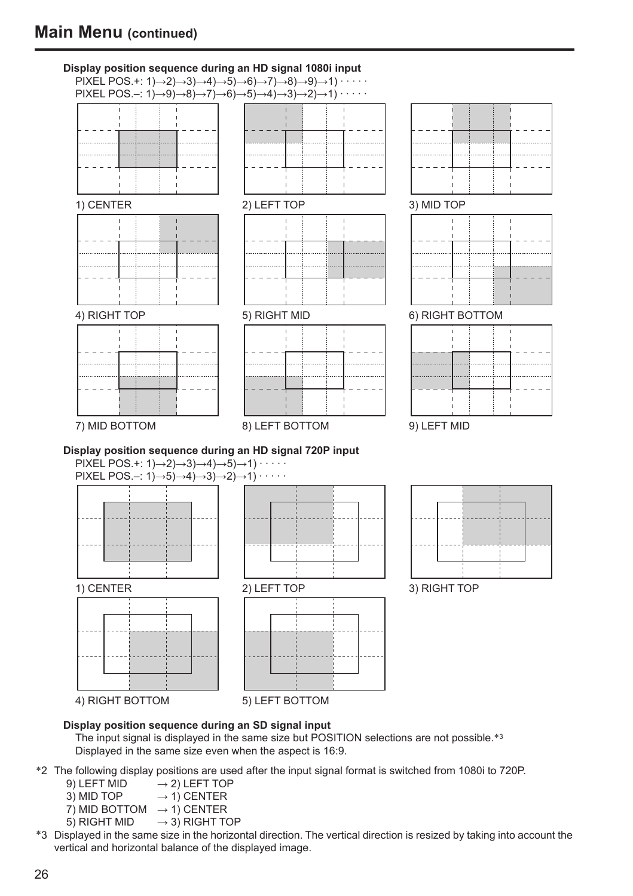## Main Menu (continued)

**Display position sequence during an HD signal 1080i input**

PIXEL POS.+: 1)→2)→3)→4)→5)→6)→7)→8)→9)→1) · · · · ·
PIXEL POS.–: 1)→9)→8)→7)→6)→5)→4)→3)→2)→1) · · · · ·

1) CENTER
2) LEFT TOP
3) MID TOP
4) RIGHT TOP
5) RIGHT MID
6) RIGHT BOTTOM
7) MID BOTTOM
8) LEFT BOTTOM
9) LEFT MID

**Display position sequence during an HD signal 720P input**

PIXEL POS.+: 1)→2)→3)→4)→5)→1) · · · · ·
PIXEL POS.–: 1)→5)→4)→3)→2)→1) · · · · ·

1) CENTER
2) LEFT TOP
3) RIGHT TOP
4) RIGHT BOTTOM
5) LEFT BOTTOM

**Display position sequence during an SD signal input**

The input signal is displayed in the same size but POSITION selections are not possible.*3
Displayed in the same size even when the aspect is 16:9.

*2 The following display positions are used after the input signal format is switched from 1080i to 720P.
- 9) LEFT MID → 2) LEFT TOP
- 3) MID TOP → 1) CENTER
- 7) MID BOTTOM → 1) CENTER
- 5) RIGHT MID → 3) RIGHT TOP

*3 Displayed in the same size in the horizontal direction. The vertical direction is resized by taking into account the vertical and horizontal balance of the displayed image.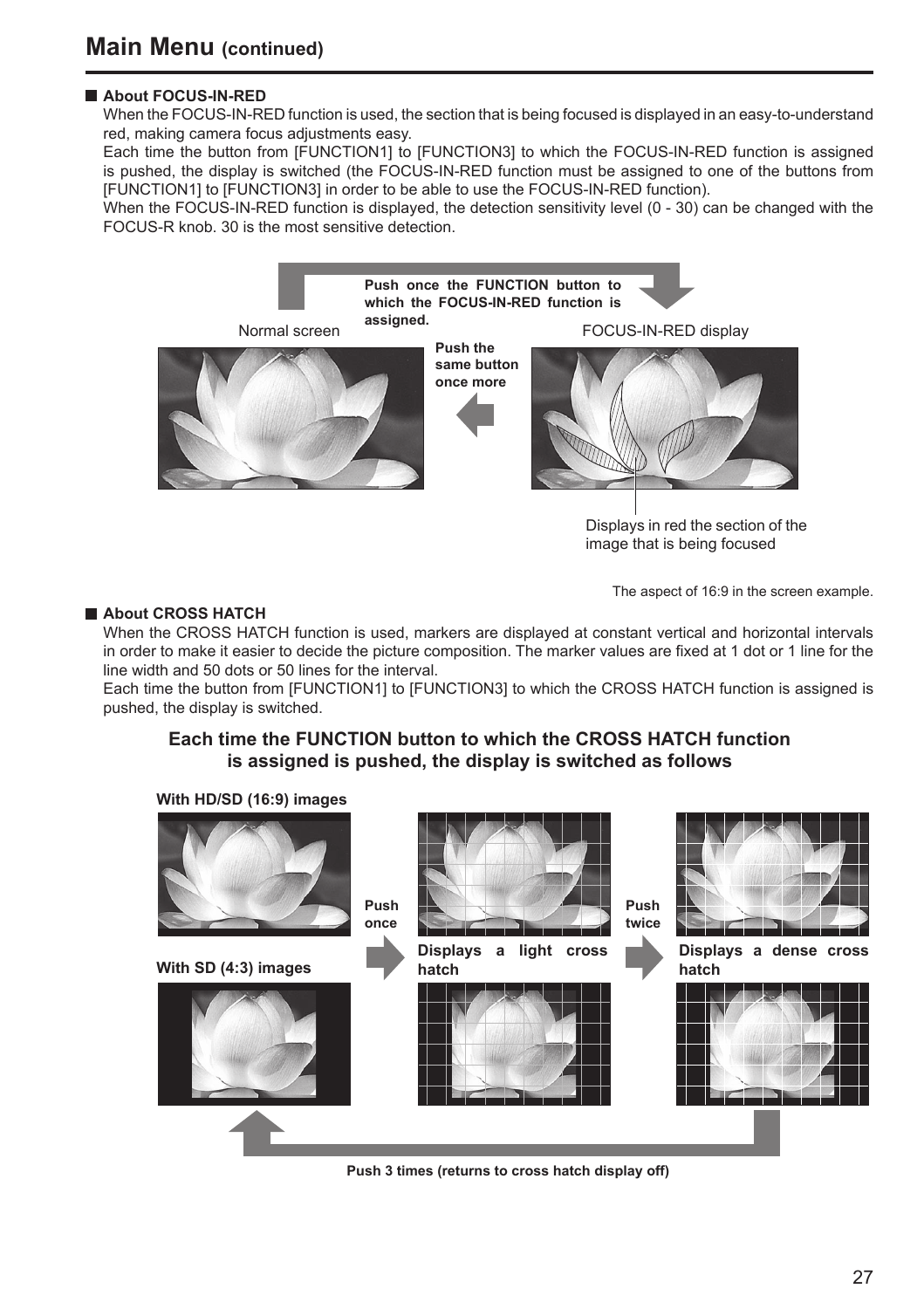## Main Menu (continued)

### About FOCUS-IN-RED

When the FOCUS-IN-RED function is used, the section that is being focused is displayed in an easy-to-understand red, making camera focus adjustments easy.

Each time the button from [FUNCTION1] to [FUNCTION3] to which the FOCUS-IN-RED function is assigned is pushed, the display is switched (the FOCUS-IN-RED function must be assigned to one of the buttons from [FUNCTION1] to [FUNCTION3] in order to be able to use the FOCUS-IN-RED function).

When the FOCUS-IN-RED function is displayed, the detection sensitivity level (0 - 30) can be changed with the FOCUS-R knob. 30 is the most sensitive detection.

**Push once the FUNCTION button to which the FOCUS-IN-RED function is assigned.**

Normal screen

FOCUS-IN-RED display

**Push the same button once more**

Displays in red the section of the image that is being focused

The aspect of 16:9 in the screen example.

### About CROSS HATCH

When the CROSS HATCH function is used, markers are displayed at constant vertical and horizontal intervals in order to make it easier to decide the picture composition. The marker values are fixed at 1 dot or 1 line for the line width and 50 dots or 50 lines for the interval.

Each time the button from [FUNCTION1] to [FUNCTION3] to which the CROSS HATCH function is assigned is pushed, the display is switched.

**Each time the FUNCTION button to which the CROSS HATCH function is assigned is pushed, the display is switched as follows**

**With HD/SD (16:9) images**

**With SD (4:3) images**

**Push once**

**Displays a light cross hatch**

**Push twice**

**Displays a dense cross hatch**

**Push 3 times (returns to cross hatch display off)**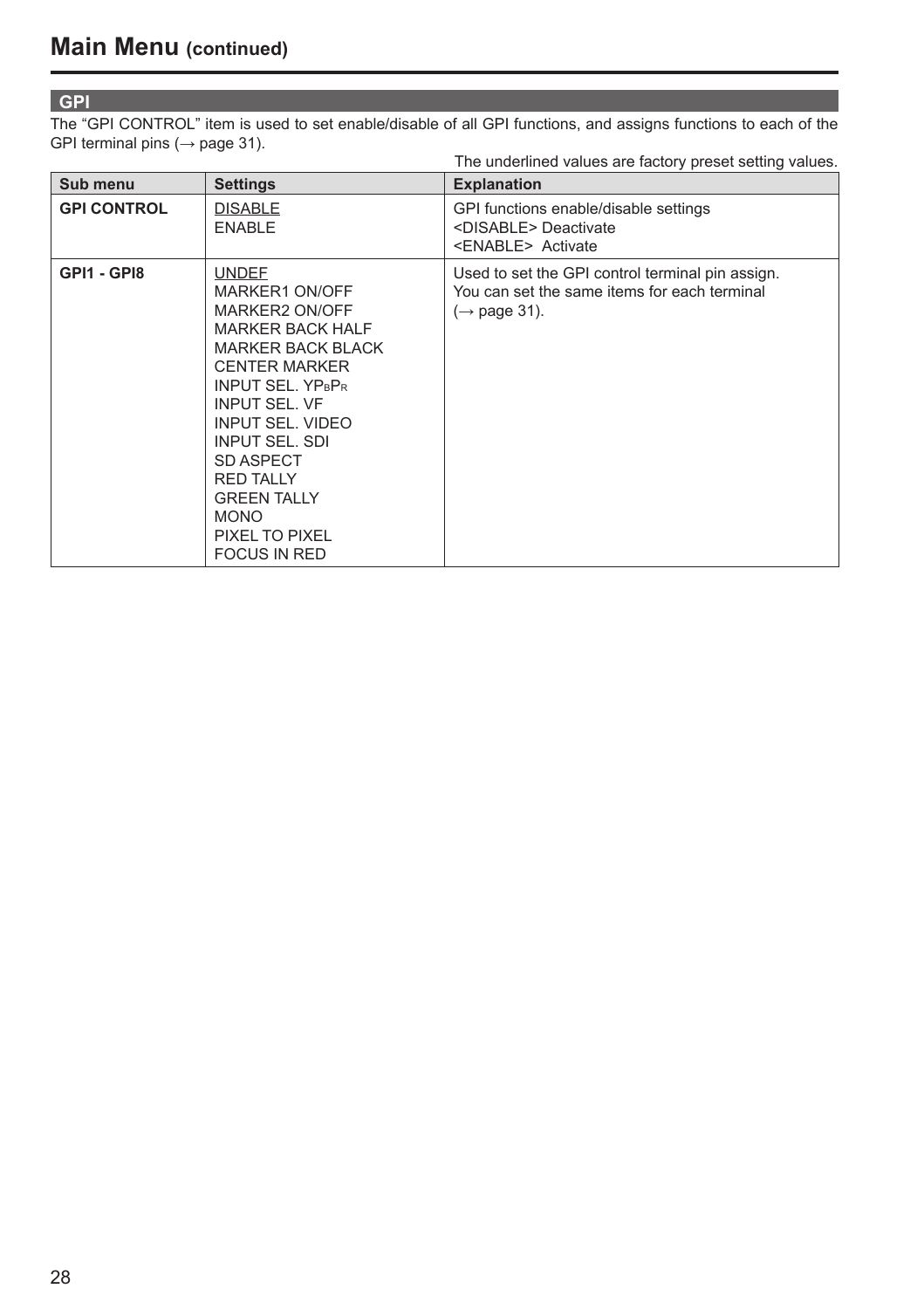# Main Menu (continued)

## GPI

The “GPI CONTROL” item is used to set enable/disable of all GPI functions, and assigns functions to each of the GPI terminal pins (→ page 31).

The underlined values are factory preset setting values.

| Sub menu | Settings | Explanation |
|---|---|---|
| **GPI CONTROL** | <u>DISABLE</u><br>ENABLE | GPI functions enable/disable settings<br><DISABLE> Deactivate<br><ENABLE> Activate |
| **GPI1 - GPI8** | <u>UNDEF</u><br>MARKER1 ON/OFF<br>MARKER2 ON/OFF<br>MARKER BACK HALF<br>MARKER BACK BLACK<br>CENTER MARKER<br>INPUT SEL. $YP_BP_R$<br>INPUT SEL. VF<br>INPUT SEL. VIDEO<br>INPUT SEL. SDI<br>SD ASPECT<br>RED TALLY<br>GREEN TALLY<br>MONO<br>PIXEL TO PIXEL<br>FOCUS IN RED | Used to set the GPI control terminal pin assign.<br>You can set the same items for each terminal (→ page 31). |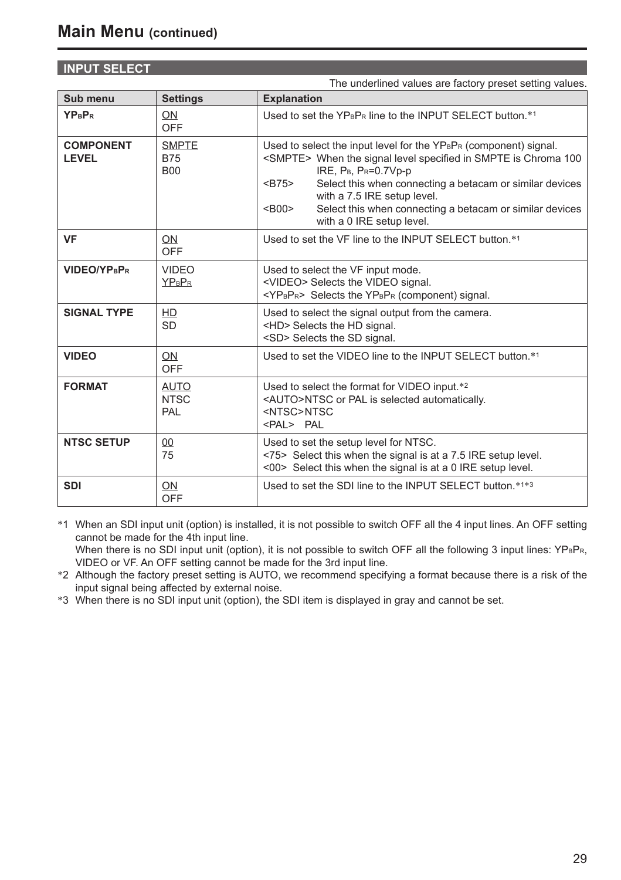# Main Menu (continued)

## INPUT SELECT

The underlined values are factory preset setting values.

| Sub menu | Settings | Explanation |
|---|---|---|
| **$YP_BP_R$** | <u>ON</u><br>OFF | Used to set the $YP_BP_R$ line to the INPUT SELECT button.*1 |
| **COMPONENT LEVEL** | <u>SMPTE</u><br>B75<br>B00 | Used to select the input level for the $YP_BP_R$ (component) signal.<br>&lt;SMPTE&gt; When the signal level specified in SMPTE is Chroma 100 IRE, $P_B$, $P_R$=0.7Vp-p<br>&lt;B75&gt; Select this when connecting a betacam or similar devices with a 7.5 IRE setup level.<br>&lt;B00&gt; Select this when connecting a betacam or similar devices with a 0 IRE setup level. |
| **VF** | <u>ON</u><br>OFF | Used to set the VF line to the INPUT SELECT button.*1 |
| **VIDEO/$YP_BP_R$** | VIDEO<br><u>$YP_BP_R$</u> | Used to select the VF input mode.<br>&lt;VIDEO&gt; Selects the VIDEO signal.<br>&lt;$YP_BP_R$&gt; Selects the $YP_BP_R$ (component) signal. |
| **SIGNAL TYPE** | <u>HD</u><br>SD | Used to select the signal output from the camera.<br>&lt;HD&gt; Selects the HD signal.<br>&lt;SD&gt; Selects the SD signal. |
| **VIDEO** | <u>ON</u><br>OFF | Used to set the VIDEO line to the INPUT SELECT button.*1 |
| **FORMAT** | <u>AUTO</u><br>NTSC<br>PAL | Used to select the format for VIDEO input.*2<br>&lt;AUTO&gt;NTSC or PAL is selected automatically.<br>&lt;NTSC&gt;NTSC<br>&lt;PAL&gt; PAL |
| **NTSC SETUP** | <u>00</u><br>75 | Used to set the setup level for NTSC.<br>&lt;75&gt; Select this when the signal is at a 7.5 IRE setup level.<br>&lt;00&gt; Select this when the signal is at a 0 IRE setup level. |
| **SDI** | <u>ON</u><br>OFF | Used to set the SDI line to the INPUT SELECT button.*1*3 |

*1 When an SDI input unit (option) is installed, it is not possible to switch OFF all the 4 input lines. An OFF setting cannot be made for the 4th input line.
When there is no SDI input unit (option), it is not possible to switch OFF all the following 3 input lines: $YP_BP_R$, VIDEO or VF. An OFF setting cannot be made for the 3rd input line.

*2 Although the factory preset setting is AUTO, we recommend specifying a format because there is a risk of the input signal being affected by external noise.

*3 When there is no SDI input unit (option), the SDI item is displayed in gray and cannot be set.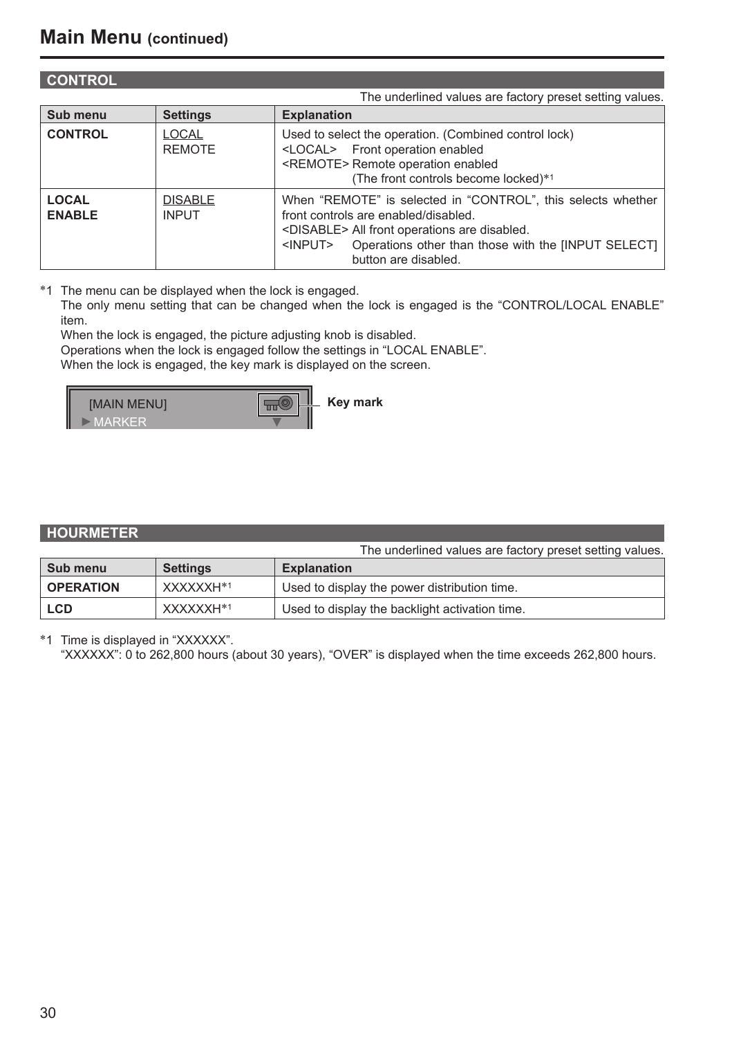## Main Menu (continued)

### CONTROL

The underlined values are factory preset setting values.

| Sub menu | Settings | Explanation |
|---|---|---|
| **CONTROL** | LOCAL<br>REMOTE | Used to select the operation. (Combined control lock)<br><LOCAL> Front operation enabled<br><REMOTE> Remote operation enabled (The front controls become locked)*1 |
| **LOCAL ENABLE** | DISABLE<br>INPUT | When "REMOTE" is selected in "CONTROL", this selects whether front controls are enabled/disabled.<br><DISABLE> All front operations are disabled.<br><INPUT> Operations other than those with the [INPUT SELECT] button are disabled. |

*1 The menu can be displayed when the lock is engaged.
The only menu setting that can be changed when the lock is engaged is the "CONTROL/LOCAL ENABLE" item.
When the lock is engaged, the picture adjusting knob is disabled.
Operations when the lock is engaged follow the settings in "LOCAL ENABLE".
When the lock is engaged, the key mark is displayed on the screen.

[MAIN MENU]
►MARKER

Key mark

### HOURMETER

The underlined values are factory preset setting values.

| Sub menu | Settings | Explanation |
|---|---|---|
| **OPERATION** | XXXXXXH*1 | Used to display the power distribution time. |
| **LCD** | XXXXXXH*1 | Used to display the backlight activation time. |

*1 Time is displayed in "XXXXXX".
"XXXXXX": 0 to 262,800 hours (about 30 years), "OVER" is displayed when the time exceeds 262,800 hours.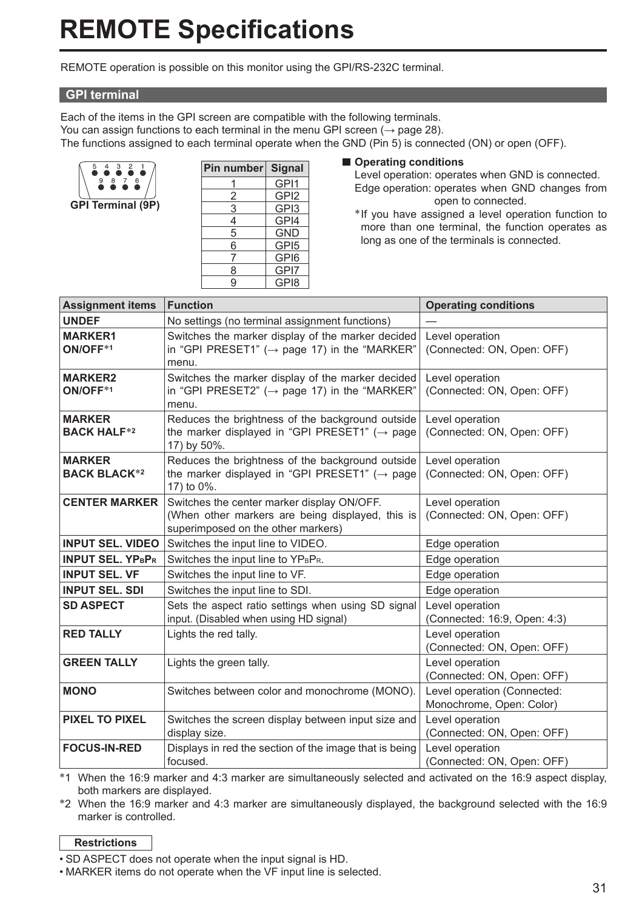# REMOTE Specifications

REMOTE operation is possible on this monitor using the GPI/RS-232C terminal.

## GPI terminal

Each of the items in the GPI screen are compatible with the following terminals.
You can assign functions to each terminal in the menu GPI screen (→ page 28).
The functions assigned to each terminal operate when the GND (Pin 5) is connected (ON) or open (OFF).

5 4 3 2 1
9 8 7 6

**GPI Terminal (9P)**

| Pin number | Signal |
|---|---|
| 1 | GPI1 |
| 2 | GPI2 |
| 3 | GPI3 |
| 4 | GPI4 |
| 5 | GND |
| 6 | GPI5 |
| 7 | GPI6 |
| 8 | GPI7 |
| 9 | GPI8 |

### ■ Operating conditions

Level operation: operates when GND is connected.
Edge operation: operates when GND changes from open to connected.

*If you have assigned a level operation function to more than one terminal, the function operates as long as one of the terminals is connected.

| Assignment items | Function | Operating conditions |
|---|---|---|
| **UNDEF** | No settings (no terminal assignment functions) | — |
| **MARKER1 ON/OFF**\*1 | Switches the marker display of the marker decided in "GPI PRESET1" (→ page 17) in the "MARKER" menu. | Level operation (Connected: ON, Open: OFF) |
| **MARKER2 ON/OFF**\*1 | Switches the marker display of the marker decided in "GPI PRESET2" (→ page 17) in the "MARKER" menu. | Level operation (Connected: ON, Open: OFF) |
| **MARKER BACK HALF**\*2 | Reduces the brightness of the background outside the marker displayed in "GPI PRESET1" (→ page 17) by 50%. | Level operation (Connected: ON, Open: OFF) |
| **MARKER BACK BLACK**\*2 | Reduces the brightness of the background outside the marker displayed in "GPI PRESET1" (→ page 17) to 0%. | Level operation (Connected: ON, Open: OFF) |
| **CENTER MARKER** | Switches the center marker display ON/OFF. (When other markers are being displayed, this is superimposed on the other markers) | Level operation (Connected: ON, Open: OFF) |
| **INPUT SEL. VIDEO** | Switches the input line to VIDEO. | Edge operation |
| **INPUT SEL. $YP_BP_R$** | Switches the input line to $YP_BP_R$. | Edge operation |
| **INPUT SEL. VF** | Switches the input line to VF. | Edge operation |
| **INPUT SEL. SDI** | Switches the input line to SDI. | Edge operation |
| **SD ASPECT** | Sets the aspect ratio settings when using SD signal input. (Disabled when using HD signal) | Level operation (Connected: 16:9, Open: 4:3) |
| **RED TALLY** | Lights the red tally. | Level operation (Connected: ON, Open: OFF) |
| **GREEN TALLY** | Lights the green tally. | Level operation (Connected: ON, Open: OFF) |
| **MONO** | Switches between color and monochrome (MONO). | Level operation (Connected: Monochrome, Open: Color) |
| **PIXEL TO PIXEL** | Switches the screen display between input size and display size. | Level operation (Connected: ON, Open: OFF) |
| **FOCUS-IN-RED** | Displays in red the section of the image that is being focused. | Level operation (Connected: ON, Open: OFF) |

*1 When the 16:9 marker and 4:3 marker are simultaneously selected and activated on the 16:9 aspect display, both markers are displayed.

*2 When the 16:9 marker and 4:3 marker are simultaneously displayed, the background selected with the 16:9 marker is controlled.

**Restrictions**

- SD ASPECT does not operate when the input signal is HD.
- MARKER items do not operate when the VF input line is selected.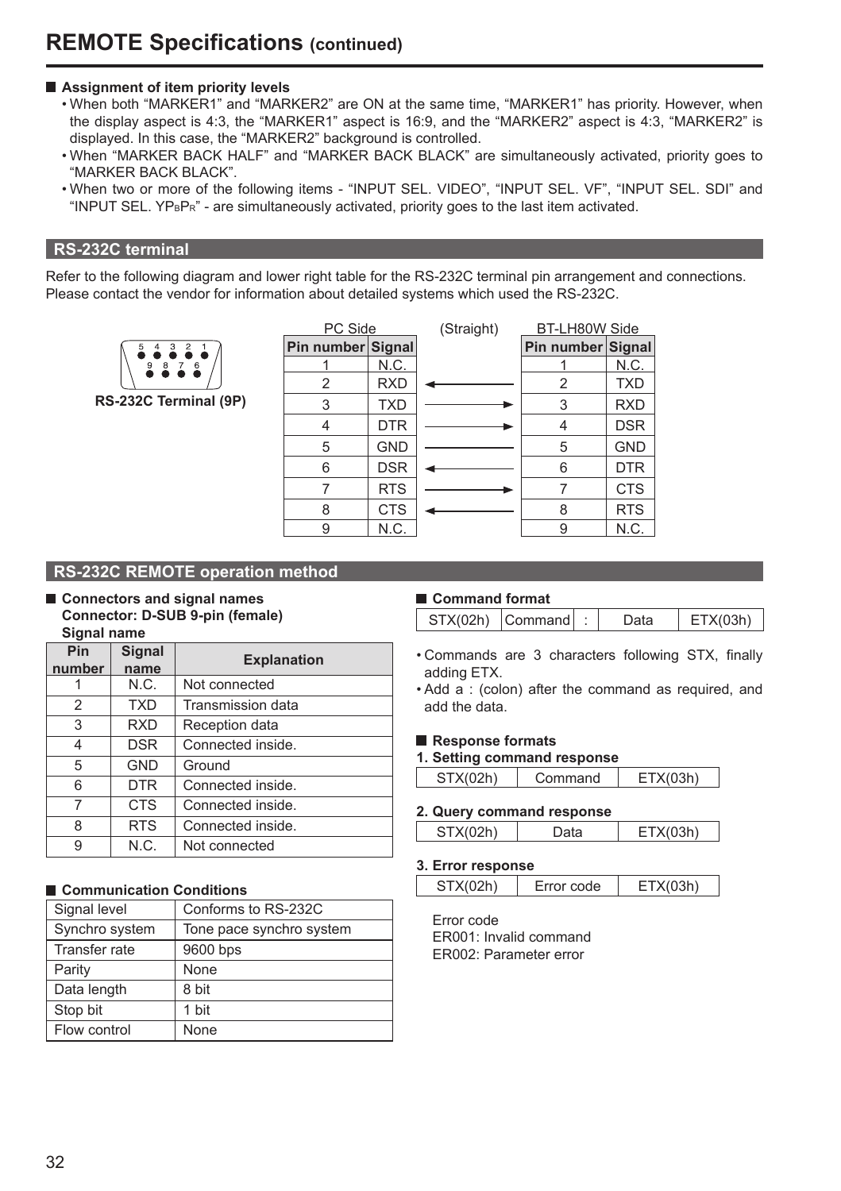# REMOTE Specifications (continued)

### Assignment of item priority levels

- When both "MARKER1" and "MARKER2" are ON at the same time, "MARKER1" has priority. However, when the display aspect is 4:3, the "MARKER1" aspect is 16:9, and the "MARKER2" aspect is 4:3, "MARKER2" is displayed. In this case, the "MARKER2" background is controlled.
- When "MARKER BACK HALF" and "MARKER BACK BLACK" are simultaneously activated, priority goes to "MARKER BACK BLACK".
- When two or more of the following items - "INPUT SEL. VIDEO", "INPUT SEL. VF", "INPUT SEL. SDI" and "INPUT SEL. $YP_BP_R$" - are simultaneously activated, priority goes to the last item activated.

## RS-232C terminal

Refer to the following diagram and lower right table for the RS-232C terminal pin arrangement and connections. Please contact the vendor for information about detailed systems which used the RS-232C.

RS-232C Terminal (9P)

| PC Side | | (Straight) | BT-LH80W Side | |
|---|---|---|---|---|
| Pin number | Signal | | Pin number | Signal |
| 1 | N.C. | | 1 | N.C. |
| 2 | RXD | ← | 2 | TXD |
| 3 | TXD | → | 3 | RXD |
| 4 | DTR | → | 4 | DSR |
| 5 | GND | — | 5 | GND |
| 6 | DSR | ← | 6 | DTR |
| 7 | RTS | → | 7 | CTS |
| 8 | CTS | ← | 8 | RTS |
| 9 | N.C. | | 9 | N.C. |

## RS-232C REMOTE operation method

### Connectors and signal names
**Connector: D-SUB 9-pin (female)**
**Signal name**

| Pin number | Signal name | Explanation |
|---|---|---|
| 1 | N.C. | Not connected |
| 2 | TXD | Transmission data |
| 3 | RXD | Reception data |
| 4 | DSR | Connected inside. |
| 5 | GND | Ground |
| 6 | DTR | Connected inside. |
| 7 | CTS | Connected inside. |
| 8 | RTS | Connected inside. |
| 9 | N.C. | Not connected |

### Communication Conditions

| | |
|---|---|
| Signal level | Conforms to RS-232C |
| Synchro system | Tone pace synchro system |
| Transfer rate | 9600 bps |
| Parity | None |
| Data length | 8 bit |
| Stop bit | 1 bit |
| Flow control | None |

### Command format

| STX(02h) | Command | : | Data | ETX(03h) |
|---|---|---|---|---|

- Commands are 3 characters following STX, finally adding ETX.
- Add a : (colon) after the command as required, and add the data.

### Response formats

**1. Setting command response**

| STX(02h) | Command | ETX(03h) |
|---|---|---|

**2. Query command response**

| STX(02h) | Data | ETX(03h) |
|---|---|---|

**3. Error response**

| STX(02h) | Error code | ETX(03h) |
|---|---|---|

Error code
ER001: Invalid command
ER002: Parameter error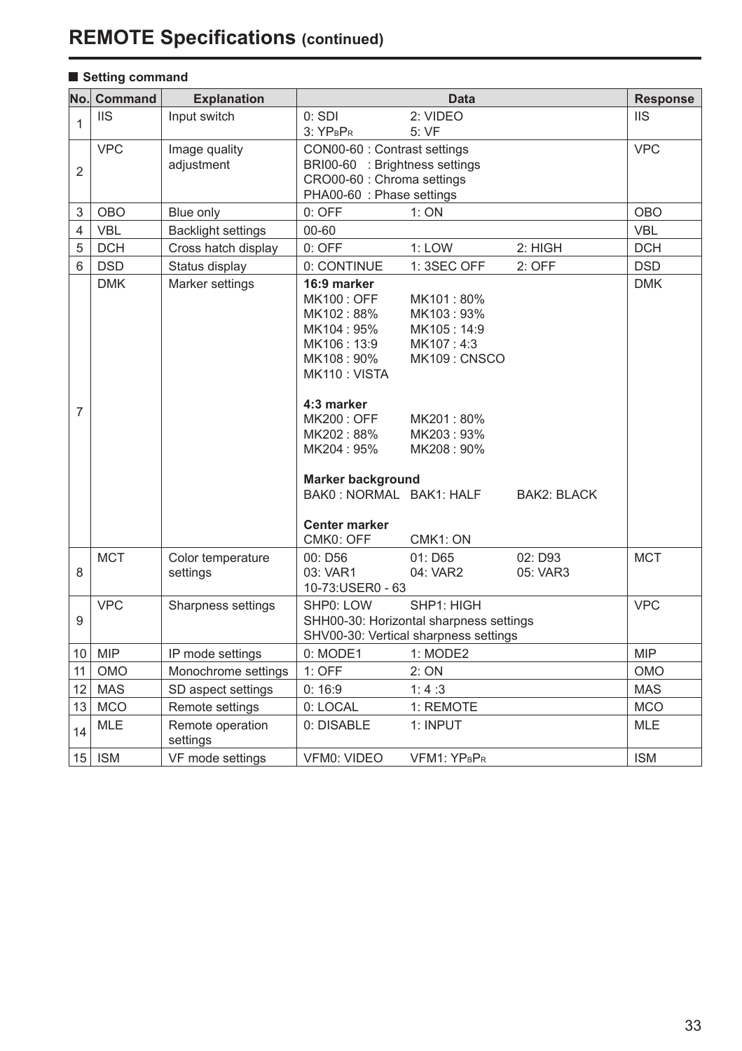# REMOTE Specifications (continued)

■ **Setting command**

| No. | Command | Explanation | Data | Response |
|---|---|---|---|---|
| 1 | IIS | Input switch | 0: SDI 2: VIDEO<br>3: $YP_BP_R$ 5: VF | IIS |
| 2 | VPC | Image quality adjustment | CON00-60 : Contrast settings<br>BRI00-60 : Brightness settings<br>CRO00-60 : Chroma settings<br>PHA00-60 : Phase settings | VPC |
| 3 | OBO | Blue only | 0: OFF 1: ON | OBO |
| 4 | VBL | Backlight settings | 00-60 | VBL |
| 5 | DCH | Cross hatch display | 0: OFF 1: LOW 2: HIGH | DCH |
| 6 | DSD | Status display | 0: CONTINUE 1: 3SEC OFF 2: OFF | DSD |
| 7 | DMK | Marker settings | **16:9 marker**<br>MK100 : OFF MK101 : 80%<br>MK102 : 88% MK103 : 93%<br>MK104 : 95% MK105 : 14:9<br>MK106 : 13:9 MK107 : 4:3<br>MK108 : 90% MK109 : CNSCO<br>MK110 : VISTA<br><br>**4:3 marker**<br>MK200 : OFF MK201 : 80%<br>MK202 : 88% MK203 : 93%<br>MK204 : 95% MK208 : 90%<br><br>**Marker background**<br>BAK0 : NORMAL BAK1: HALF BAK2: BLACK<br><br>**Center marker**<br>CMK0: OFF CMK1: ON | DMK |
| 8 | MCT | Color temperature settings | 00: D56 01: D65 02: D93<br>03: VAR1 04: VAR2 05: VAR3<br>10-73:USER0 - 63 | MCT |
| 9 | VPC | Sharpness settings | SHP0: LOW SHP1: HIGH<br>SHH00-30: Horizontal sharpness settings<br>SHV00-30: Vertical sharpness settings | VPC |
| 10 | MIP | IP mode settings | 0: MODE1 1: MODE2 | MIP |
| 11 | OMO | Monochrome settings | 1: OFF 2: ON | OMO |
| 12 | MAS | SD aspect settings | 0: 16:9 1: 4 :3 | MAS |
| 13 | MCO | Remote settings | 0: LOCAL 1: REMOTE | MCO |
| 14 | MLE | Remote operation settings | 0: DISABLE 1: INPUT | MLE |
| 15 | ISM | VF mode settings | VFM0: VIDEO VFM1: $YP_BP_R$ | ISM |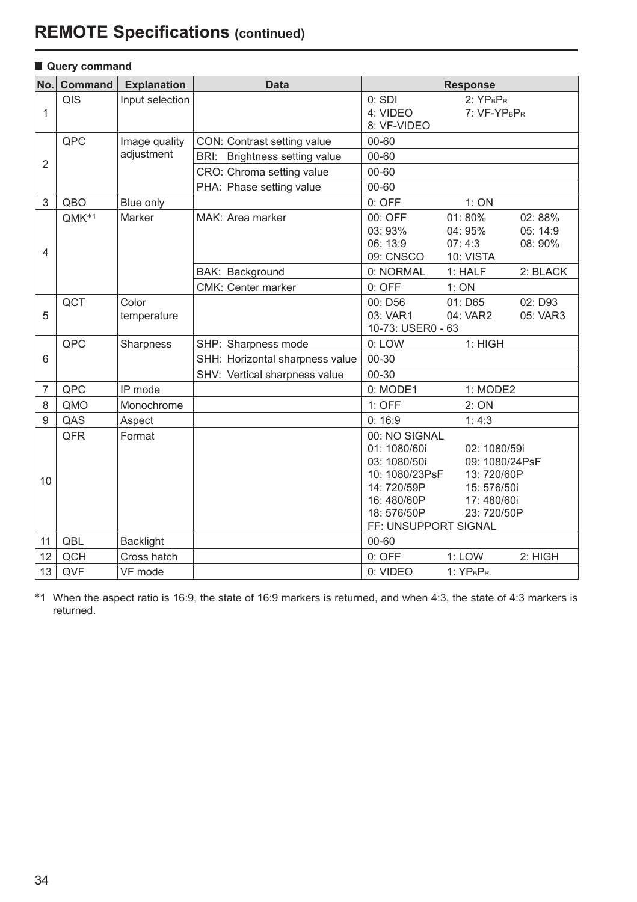# REMOTE Specifications (continued)

■ **Query command**

| No. | Command | Explanation | Data | Response |
|---|---|---|---|---|
| 1 | QIS | Input selection | | 0: SDI 2: $YP_BP_R$<br>4: VIDEO 7: VF-$YP_BP_R$<br>8: VF-VIDEO |
| 2 | QPC | Image quality adjustment | CON: Contrast setting value | 00-60 |
| | | | BRI: Brightness setting value | 00-60 |
| | | | CRO: Chroma setting value | 00-60 |
| | | | PHA: Phase setting value | 00-60 |
| 3 | QBO | Blue only | | 0: OFF 1: ON |
| 4 | QMK*1 | Marker | MAK: Area marker | 00: OFF 01: 80% 02: 88%<br>03: 93% 04: 95% 05: 14:9<br>06: 13:9 07: 4:3 08: 90%<br>09: CNSCO 10: VISTA |
| | | | BAK: Background | 0: NORMAL 1: HALF 2: BLACK |
| | | | CMK: Center marker | 0: OFF 1: ON |
| 5 | QCT | Color temperature | | 00: D56 01: D65 02: D93<br>03: VAR1 04: VAR2 05: VAR3<br>10-73: USER0 - 63 |
| 6 | QPC | Sharpness | SHP: Sharpness mode | 0: LOW 1: HIGH |
| | | | SHH: Horizontal sharpness value | 00-30 |
| | | | SHV: Vertical sharpness value | 00-30 |
| 7 | QPC | IP mode | | 0: MODE1 1: MODE2 |
| 8 | QMO | Monochrome | | 1: OFF 2: ON |
| 9 | QAS | Aspect | | 0: 16:9 1: 4:3 |
| 10 | QFR | Format | | 00: NO SIGNAL<br>01: 1080/60i 02: 1080/59i<br>03: 1080/50i 09: 1080/24PsF<br>10: 1080/23PsF 13: 720/60P<br>14: 720/59P 15: 576/50i<br>16: 480/60P 17: 480/60i<br>18: 576/50P 23: 720/50P<br>FF: UNSUPPORT SIGNAL |
| 11 | QBL | Backlight | | 00-60 |
| 12 | QCH | Cross hatch | | 0: OFF 1: LOW 2: HIGH |
| 13 | QVF | VF mode | | 0: VIDEO 1: $YP_BP_R$ |

*1 When the aspect ratio is 16:9, the state of 16:9 markers is returned, and when 4:3, the state of 4:3 markers is returned.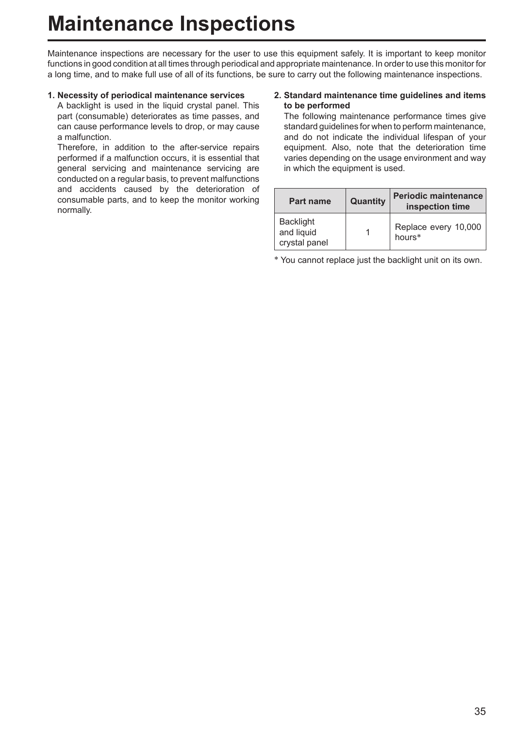# Maintenance Inspections

Maintenance inspections are necessary for the user to use this equipment safely. It is important to keep monitor functions in good condition at all times through periodical and appropriate maintenance. In order to use this monitor for a long time, and to make full use of all of its functions, be sure to carry out the following maintenance inspections.

**1. Necessity of periodical maintenance services**

A backlight is used in the liquid crystal panel. This part (consumable) deteriorates as time passes, and can cause performance levels to drop, or may cause a malfunction.

Therefore, in addition to the after-service repairs performed if a malfunction occurs, it is essential that general servicing and maintenance servicing are conducted on a regular basis, to prevent malfunctions and accidents caused by the deterioration of consumable parts, and to keep the monitor working normally.

**2. Standard maintenance time guidelines and items to be performed**

The following maintenance performance times give standard guidelines for when to perform maintenance, and do not indicate the individual lifespan of your equipment. Also, note that the deterioration time varies depending on the usage environment and way in which the equipment is used.

| Part name | Quantity | Periodic maintenance inspection time |
|---|---|---|
| Backlight and liquid crystal panel | 1 | Replace every 10,000 hours* |

* You cannot replace just the backlight unit on its own.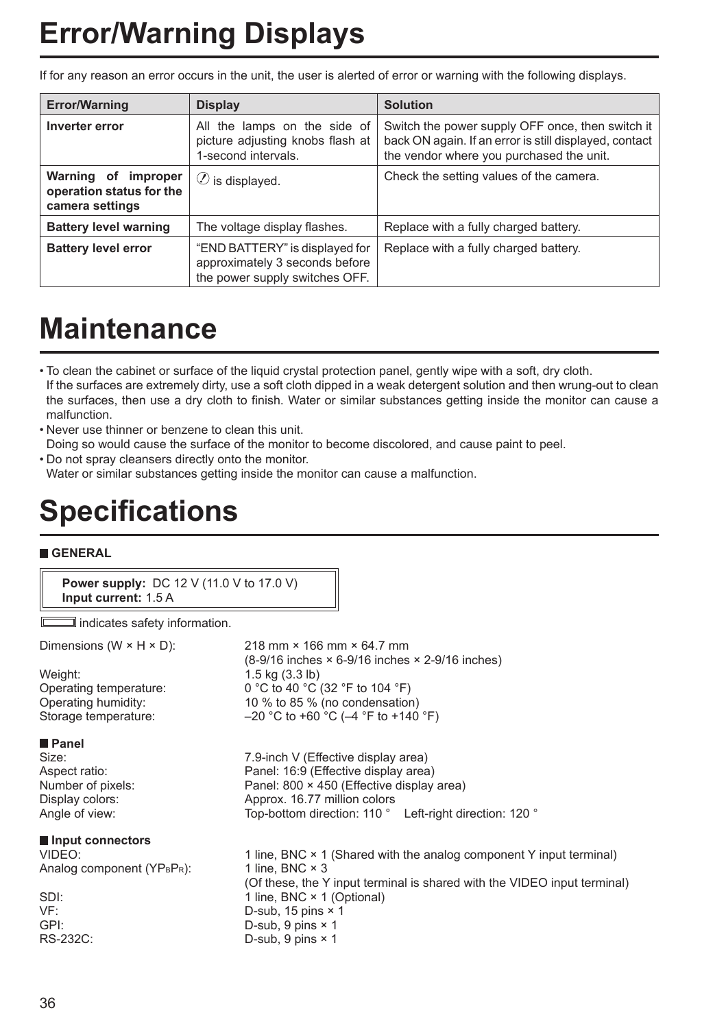# Error/Warning Displays

If for any reason an error occurs in the unit, the user is alerted of error or warning with the following displays.

| Error/Warning | Display | Solution |
|---|---|---|
| **Inverter error** | All the lamps on the side of picture adjusting knobs flash at 1-second intervals. | Switch the power supply OFF once, then switch it back ON again. If an error is still displayed, contact the vendor where you purchased the unit. |
| **Warning of improper operation status for the camera settings** | ⊘ is displayed. | Check the setting values of the camera. |
| **Battery level warning** | The voltage display flashes. | Replace with a fully charged battery. |
| **Battery level error** | "END BATTERY" is displayed for approximately 3 seconds before the power supply switches OFF. | Replace with a fully charged battery. |

# Maintenance

- To clean the cabinet or surface of the liquid crystal protection panel, gently wipe with a soft, dry cloth.
  If the surfaces are extremely dirty, use a soft cloth dipped in a weak detergent solution and then wrung-out to clean the surfaces, then use a dry cloth to finish. Water or similar substances getting inside the monitor can cause a malfunction.
- Never use thinner or benzene to clean this unit.
  Doing so would cause the surface of the monitor to become discolored, and cause paint to peel.
- Do not spray cleansers directly onto the monitor.
  Water or similar substances getting inside the monitor can cause a malfunction.

# Specifications

## GENERAL

**Power supply:** DC 12 V (11.0 V to 17.0 V)
**Input current:** 1.5 A

▭ indicates safety information.

Dimensions (W × H × D): 218 mm × 166 mm × 64.7 mm (8-9/16 inches × 6-9/16 inches × 2-9/16 inches)
Weight: 1.5 kg (3.3 lb)
Operating temperature: 0 °C to 40 °C (32 °F to 104 °F)
Operating humidity: 10 % to 85 % (no condensation)
Storage temperature: –20 °C to +60 °C (–4 °F to +140 °F)

## Panel

Size: 7.9-inch V (Effective display area)
Aspect ratio: Panel: 16:9 (Effective display area)
Number of pixels: Panel: 800 × 450 (Effective display area)
Display colors: Approx. 16.77 million colors
Angle of view: Top-bottom direction: 110 °  Left-right direction: 120 °

## Input connectors

VIDEO: 1 line, BNC × 1 (Shared with the analog component Y input terminal)
Analog component ($YP_BP_R$): 1 line, BNC × 3 (Of these, the Y input terminal is shared with the VIDEO input terminal)
SDI: 1 line, BNC × 1 (Optional)
VF: D-sub, 15 pins × 1
GPI: D-sub, 9 pins × 1
RS-232C: D-sub, 9 pins × 1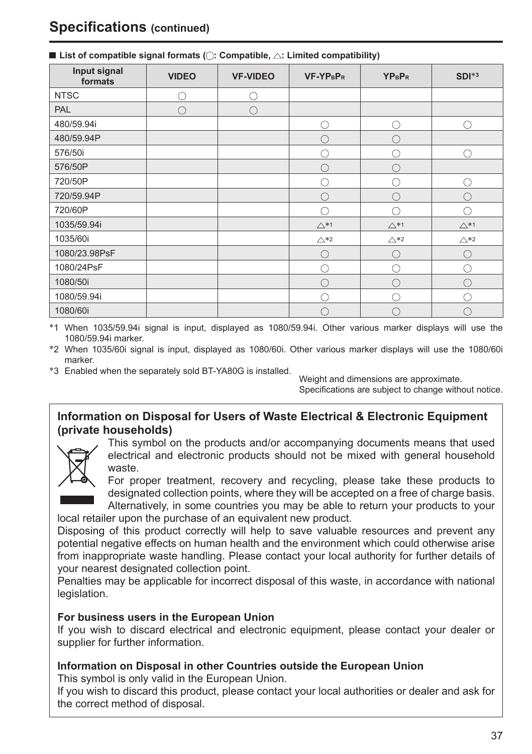# Specifications (continued)

■ List of compatible signal formats (○: Compatible, △: Limited compatibility)

| Input signal formats | VIDEO | VF-VIDEO | VF-$YP_BP_R$ | $YP_BP_R$ | SDI*3 |
|---|---|---|---|---|---|
| NTSC | ○ | ○ | | | |
| PAL | ○ | ○ | | | |
| 480/59.94i | | | ○ | ○ | ○ |
| 480/59.94P | | | ○ | ○ | |
| 576/50i | | | ○ | ○ | ○ |
| 576/50P | | | ○ | ○ | |
| 720/50P | | | ○ | ○ | ○ |
| 720/59.94P | | | ○ | ○ | ○ |
| 720/60P | | | ○ | ○ | ○ |
| 1035/59.94i | | | △*1 | △*1 | △*1 |
| 1035/60i | | | △*2 | △*2 | △*2 |
| 1080/23.98PsF | | | ○ | ○ | ○ |
| 1080/24PsF | | | ○ | ○ | ○ |
| 1080/50i | | | ○ | ○ | ○ |
| 1080/59.94i | | | ○ | ○ | ○ |
| 1080/60i | | | ○ | ○ | ○ |

*1 When 1035/59.94i signal is input, displayed as 1080/59.94i. Other various marker displays will use the 1080/59.94i marker.

*2 When 1035/60i signal is input, displayed as 1080/60i. Other various marker displays will use the 1080/60i marker.

*3 Enabled when the separately sold BT-YA80G is installed.

Weight and dimensions are approximate.
Specifications are subject to change without notice.

## Information on Disposal for Users of Waste Electrical & Electronic Equipment (private households)

This symbol on the products and/or accompanying documents means that used electrical and electronic products should not be mixed with general household waste.

For proper treatment, recovery and recycling, please take these products to designated collection points, where they will be accepted on a free of charge basis. Alternatively, in some countries you may be able to return your products to your local retailer upon the purchase of an equivalent new product.

Disposing of this product correctly will help to save valuable resources and prevent any potential negative effects on human health and the environment which could otherwise arise from inappropriate waste handling. Please contact your local authority for further details of your nearest designated collection point.

Penalties may be applicable for incorrect disposal of this waste, in accordance with national legislation.

**For business users in the European Union**

If you wish to discard electrical and electronic equipment, please contact your dealer or supplier for further information.

**Information on Disposal in other Countries outside the European Union**

This symbol is only valid in the European Union.

If you wish to discard this product, please contact your local authorities or dealer and ask for the correct method of disposal.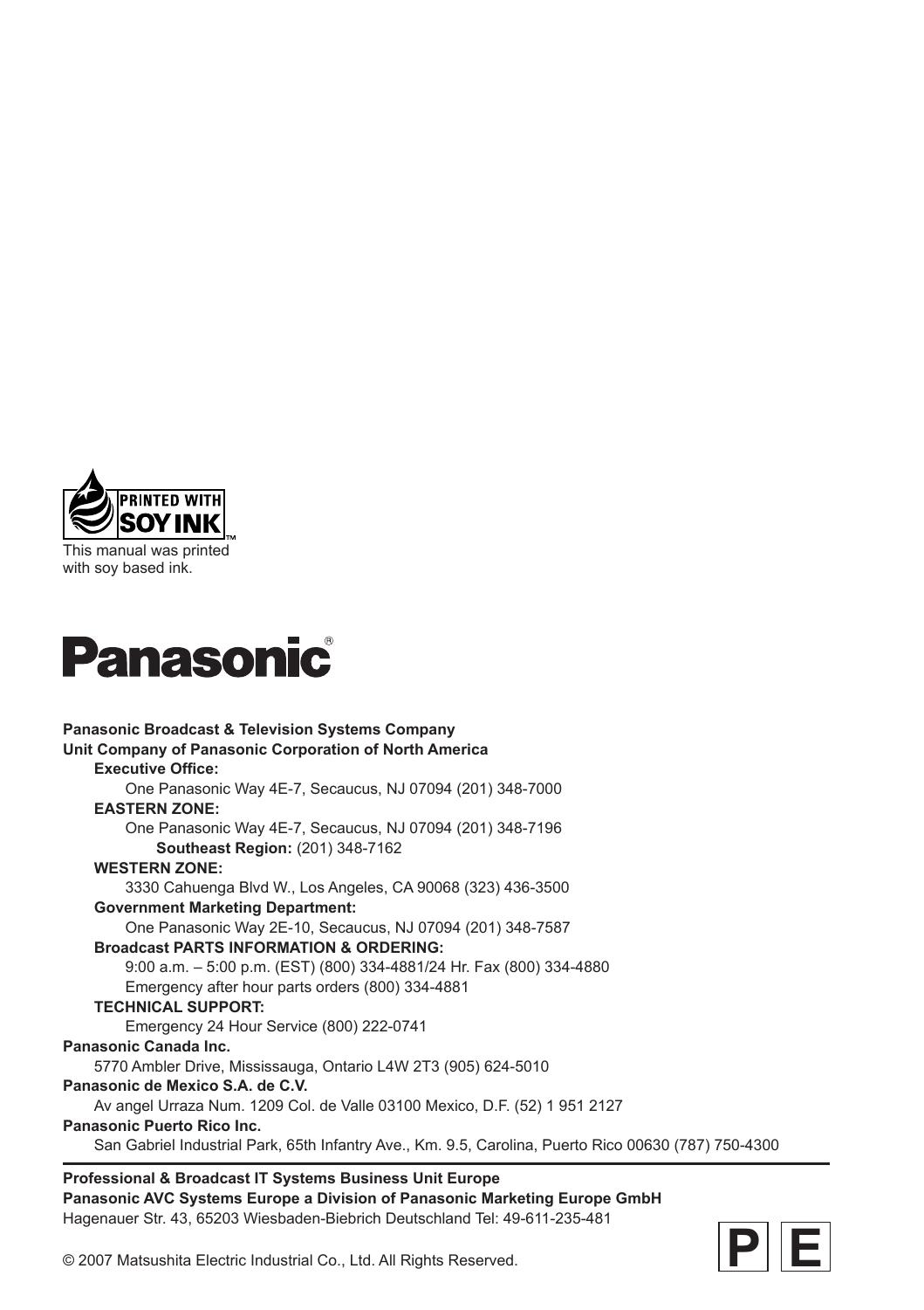PRINTED WITH SOY INK™

This manual was printed with soy based ink.

Panasonic®

**Panasonic Broadcast & Television Systems Company**
**Unit Company of Panasonic Corporation of North America**

**Executive Office:**
One Panasonic Way 4E-7, Secaucus, NJ 07094 (201) 348-7000

**EASTERN ZONE:**
One Panasonic Way 4E-7, Secaucus, NJ 07094 (201) 348-7196
**Southeast Region:** (201) 348-7162

**WESTERN ZONE:**
3330 Cahuenga Blvd W., Los Angeles, CA 90068 (323) 436-3500

**Government Marketing Department:**
One Panasonic Way 2E-10, Secaucus, NJ 07094 (201) 348-7587

**Broadcast PARTS INFORMATION & ORDERING:**
9:00 a.m. – 5:00 p.m. (EST) (800) 334-4881/24 Hr. Fax (800) 334-4880
Emergency after hour parts orders (800) 334-4881

**TECHNICAL SUPPORT:**
Emergency 24 Hour Service (800) 222-0741

**Panasonic Canada Inc.**
5770 Ambler Drive, Mississauga, Ontario L4W 2T3 (905) 624-5010

**Panasonic de Mexico S.A. de C.V.**
Av angel Urraza Num. 1209 Col. de Valle 03100 Mexico, D.F. (52) 1 951 2127

**Panasonic Puerto Rico Inc.**
San Gabriel Industrial Park, 65th Infantry Ave., Km. 9.5, Carolina, Puerto Rico 00630 (787) 750-4300

---

**Professional & Broadcast IT Systems Business Unit Europe**
**Panasonic AVC Systems Europe a Division of Panasonic Marketing Europe GmbH**
Hagenauer Str. 43, 65203 Wiesbaden-Biebrich Deutschland Tel: 49-611-235-481

© 2007 Matsushita Electric Industrial Co., Ltd. All Rights Reserved.

P E